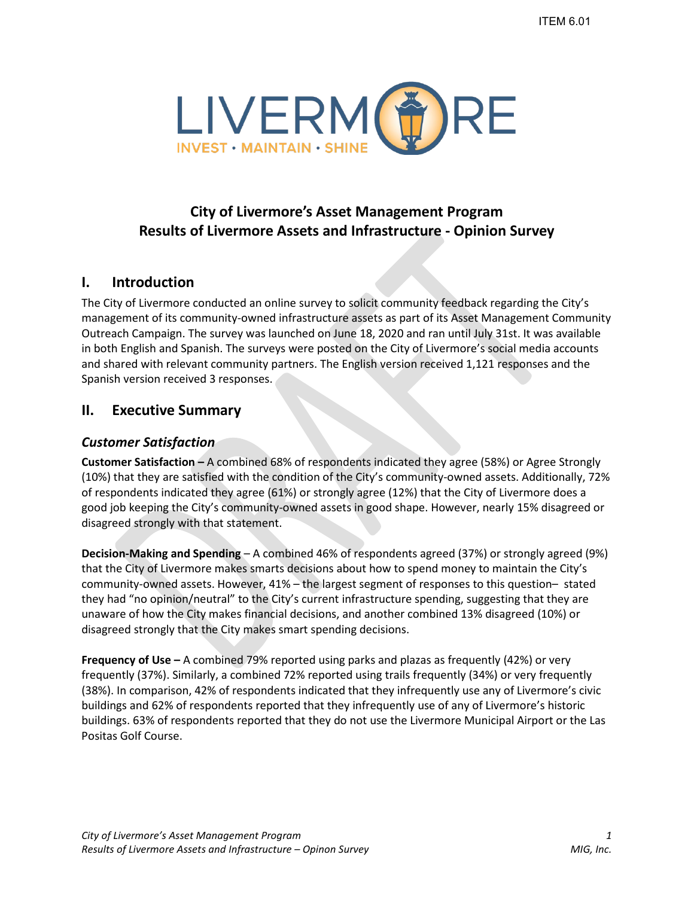ITEM 6.01

LIVERMORE

INVEST • MAINTAIN • SHINE

# City of Livermore's Asset Management Program
# Results of Livermore Assets and Infrastructure - Opinion Survey

## I. Introduction

The City of Livermore conducted an online survey to solicit community feedback regarding the City's management of its community-owned infrastructure assets as part of its Asset Management Community Outreach Campaign. The survey was launched on June 18, 2020 and ran until July 31st. It was available in both English and Spanish. The surveys were posted on the City of Livermore's social media accounts and shared with relevant community partners. The English version received 1,121 responses and the Spanish version received 3 responses.

## II. Executive Summary

### *Customer Satisfaction*

**Customer Satisfaction –** A combined 68% of respondents indicated they agree (58%) or Agree Strongly (10%) that they are satisfied with the condition of the City's community-owned assets. Additionally, 72% of respondents indicated they agree (61%) or strongly agree (12%) that the City of Livermore does a good job keeping the City's community-owned assets in good shape. However, nearly 15% disagreed or disagreed strongly with that statement.

**Decision-Making and Spending** – A combined 46% of respondents agreed (37%) or strongly agreed (9%) that the City of Livermore makes smarts decisions about how to spend money to maintain the City's community-owned assets. However, 41% – the largest segment of responses to this question– stated they had "no opinion/neutral" to the City's current infrastructure spending, suggesting that they are unaware of how the City makes financial decisions, and another combined 13% disagreed (10%) or disagreed strongly that the City makes smart spending decisions.

**Frequency of Use –** A combined 79% reported using parks and plazas as frequently (42%) or very frequently (37%). Similarly, a combined 72% reported using trails frequently (34%) or very frequently (38%). In comparison, 42% of respondents indicated that they infrequently use any of Livermore's civic buildings and 62% of respondents reported that they infrequently use of any of Livermore's historic buildings. 63% of respondents reported that they do not use the Livermore Municipal Airport or the Las Positas Golf Course.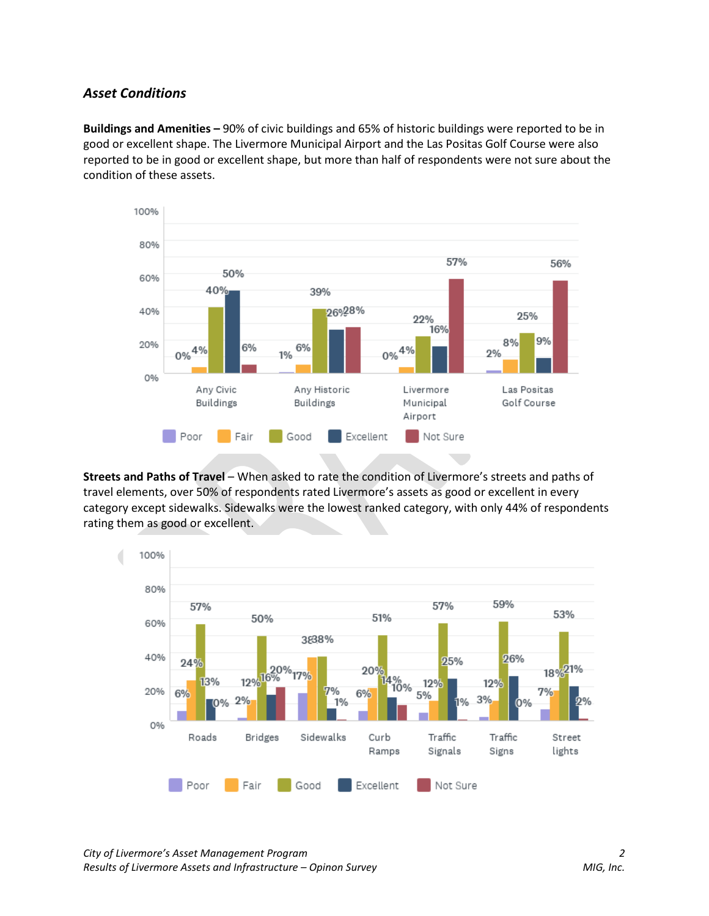### *Asset Conditions*

**Buildings and Amenities –** 90% of civic buildings and 65% of historic buildings were reported to be in good or excellent shape. The Livermore Municipal Airport and the Las Positas Golf Course were also reported to be in good or excellent shape, but more than half of respondents were not sure about the condition of these assets.

| | Poor | Fair | Good | Excellent | Not Sure |
|---|---|---|---|---|---|
| Any Civic Buildings | 0% | 4% | 40% | 50% | 6% |
| Any Historic Buildings | 1% | 6% | 39% | 26% | 28% |
| Livermore Municipal Airport | 0% | 4% | 22% | 16% | 57% |
| Las Positas Golf Course | 2% | 8% | 25% | 9% | 56% |

**Streets and Paths of Travel** – When asked to rate the condition of Livermore's streets and paths of travel elements, over 50% of respondents rated Livermore's assets as good or excellent in every category except sidewalks. Sidewalks were the lowest ranked category, with only 44% of respondents rating them as good or excellent.

| | Poor | Fair | Good | Excellent | Not Sure |
|---|---|---|---|---|---|
| Roads | 6% | 24% | 57% | 13% | 0% |
| Bridges | 2% | 12% | 50% | 16% | 20% |
| Sidewalks | 17% | 38% | 38% | 7% | 1% |
| Curb Ramps | 6% | 20% | 51% | 14% | 10% |
| Traffic Signals | 5% | 12% | 57% | 25% | 1% |
| Traffic Signs | 3% | 12% | 59% | 26% | 0% |
| Street lights | 7% | 18% | 53% | 21% | 2% |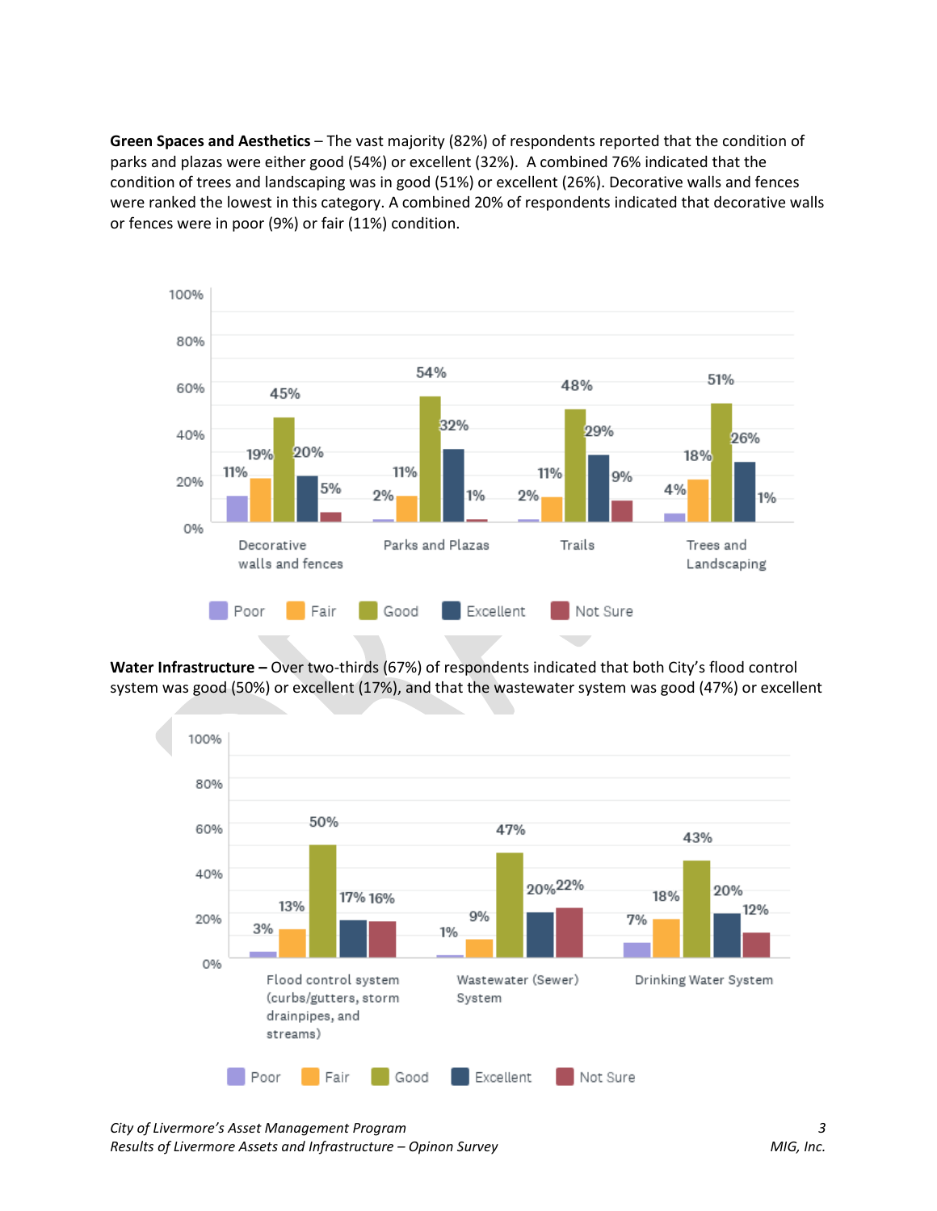**Green Spaces and Aesthetics** – The vast majority (82%) of respondents reported that the condition of parks and plazas were either good (54%) or excellent (32%). A combined 76% indicated that the condition of trees and landscaping was in good (51%) or excellent (26%). Decorative walls and fences were ranked the lowest in this category. A combined 20% of respondents indicated that decorative walls or fences were in poor (9%) or fair (11%) condition.

| | Poor | Fair | Good | Excellent | Not Sure |
|---|---|---|---|---|---|
| Decorative walls and fences | 11% | 19% | 45% | 20% | 5% |
| Parks and Plazas | 2% | 11% | 54% | 32% | 1% |
| Trails | 2% | 11% | 48% | 29% | 9% |
| Trees and Landscaping | 4% | 18% | 51% | 26% | 1% |

**Water Infrastructure –** Over two-thirds (67%) of respondents indicated that both City's flood control system was good (50%) or excellent (17%), and that the wastewater system was good (47%) or excellent

| | Poor | Fair | Good | Excellent | Not Sure |
|---|---|---|---|---|---|
| Flood control system (curbs/gutters, storm drainpipes, and streams) | 3% | 13% | 50% | 17% | 16% |
| Wastewater (Sewer) System | 1% | 9% | 47% | 20% | 22% |
| Drinking Water System | 7% | 18% | 43% | 20% | 12% |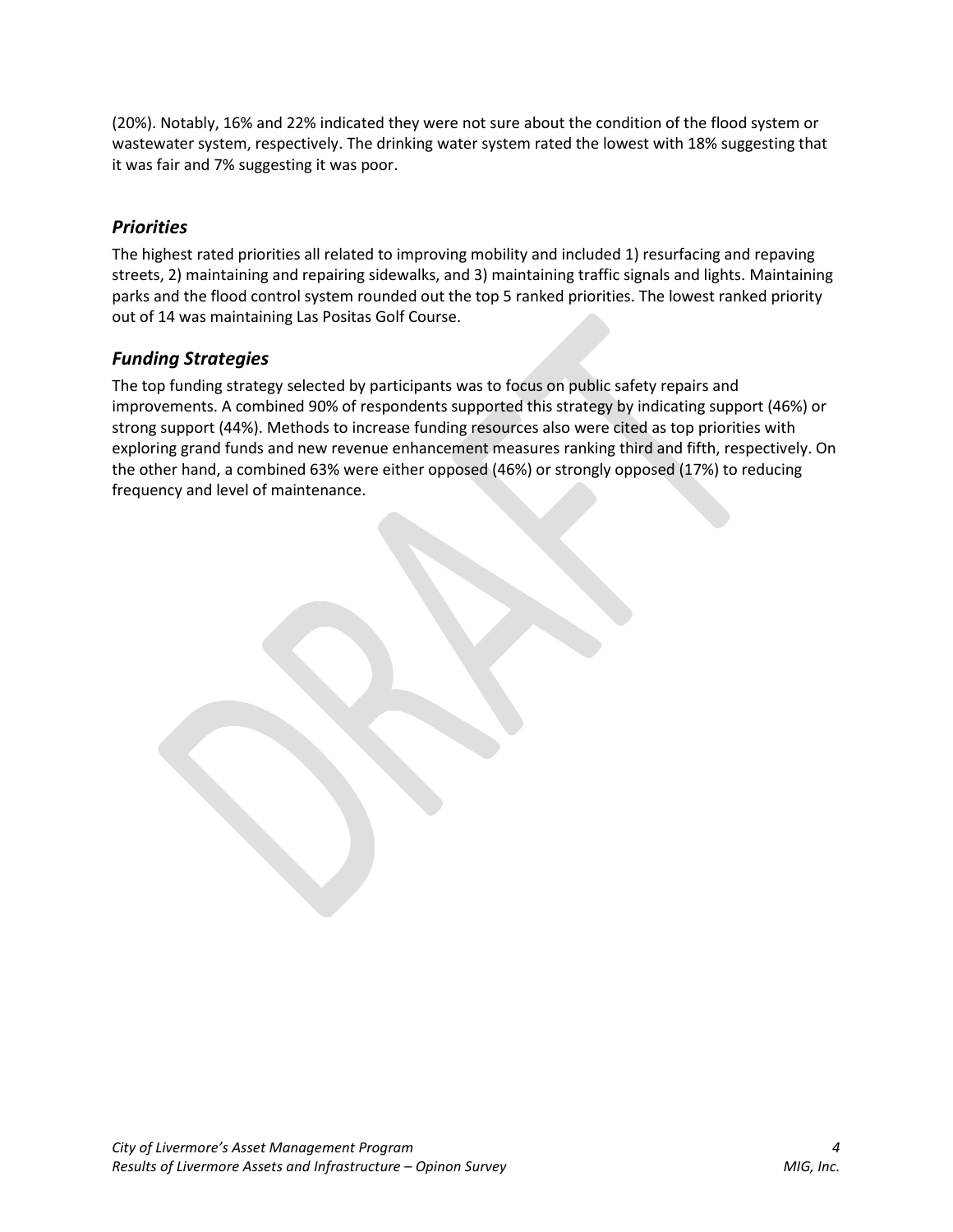(20%). Notably, 16% and 22% indicated they were not sure about the condition of the flood system or wastewater system, respectively. The drinking water system rated the lowest with 18% suggesting that it was fair and 7% suggesting it was poor.

### *Priorities*

The highest rated priorities all related to improving mobility and included 1) resurfacing and repaving streets, 2) maintaining and repairing sidewalks, and 3) maintaining traffic signals and lights. Maintaining parks and the flood control system rounded out the top 5 ranked priorities. The lowest ranked priority out of 14 was maintaining Las Positas Golf Course.

### *Funding Strategies*

The top funding strategy selected by participants was to focus on public safety repairs and improvements. A combined 90% of respondents supported this strategy by indicating support (46%) or strong support (44%). Methods to increase funding resources also were cited as top priorities with exploring grand funds and new revenue enhancement measures ranking third and fifth, respectively. On the other hand, a combined 63% were either opposed (46%) or strongly opposed (17%) to reducing frequency and level of maintenance.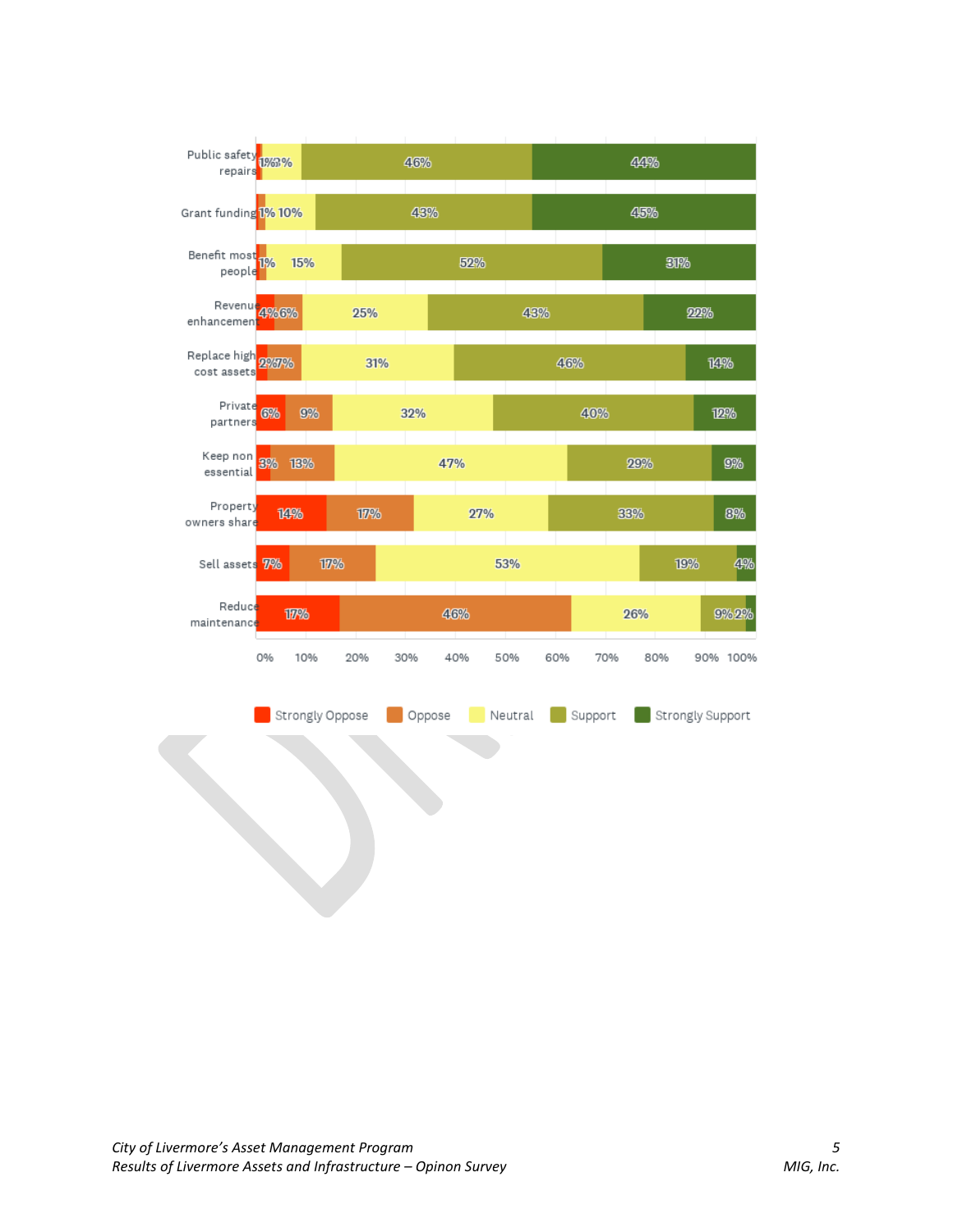| | Strongly Oppose | Oppose | Neutral | Support | Strongly Support |
|---|---|---|---|---|---|
| Public safety repairs | 1% | 1% | 8% | 46% | 44% |
| Grant funding | | 1% | 10% | 43% | 45% |
| Benefit most people | | 1% | 15% | 52% | 31% |
| Revenue enhancement | 4% | 6% | 25% | 43% | 22% |
| Replace high cost assets | 2% | 7% | 31% | 46% | 14% |
| Private partners | 6% | 9% | 32% | 40% | 12% |
| Keep non essential | 3% | 13% | 47% | 29% | 9% |
| Property owners share | 14% | 17% | 27% | 33% | 8% |
| Sell assets | 7% | 17% | 53% | 19% | 4% |
| Reduce maintenance | 17% | 46% | 26% | 9% | 2% |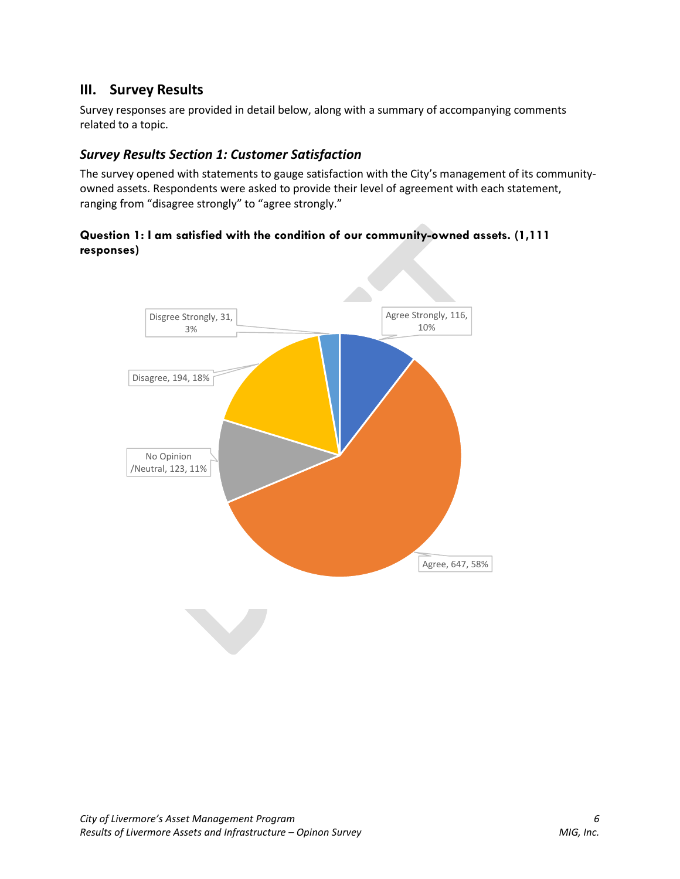## III. Survey Results

Survey responses are provided in detail below, along with a summary of accompanying comments related to a topic.

### *Survey Results Section 1: Customer Satisfaction*

The survey opened with statements to gauge satisfaction with the City's management of its community-owned assets. Respondents were asked to provide their level of agreement with each statement, ranging from "disagree strongly" to "agree strongly."

**Question 1: I am satisfied with the condition of our community-owned assets. (1,111 responses)**

Agree Strongly, 116, 10%

Agree, 647, 58%

No Opinion /Neutral, 123, 11%

Disagree, 194, 18%

Disgree Strongly, 31, 3%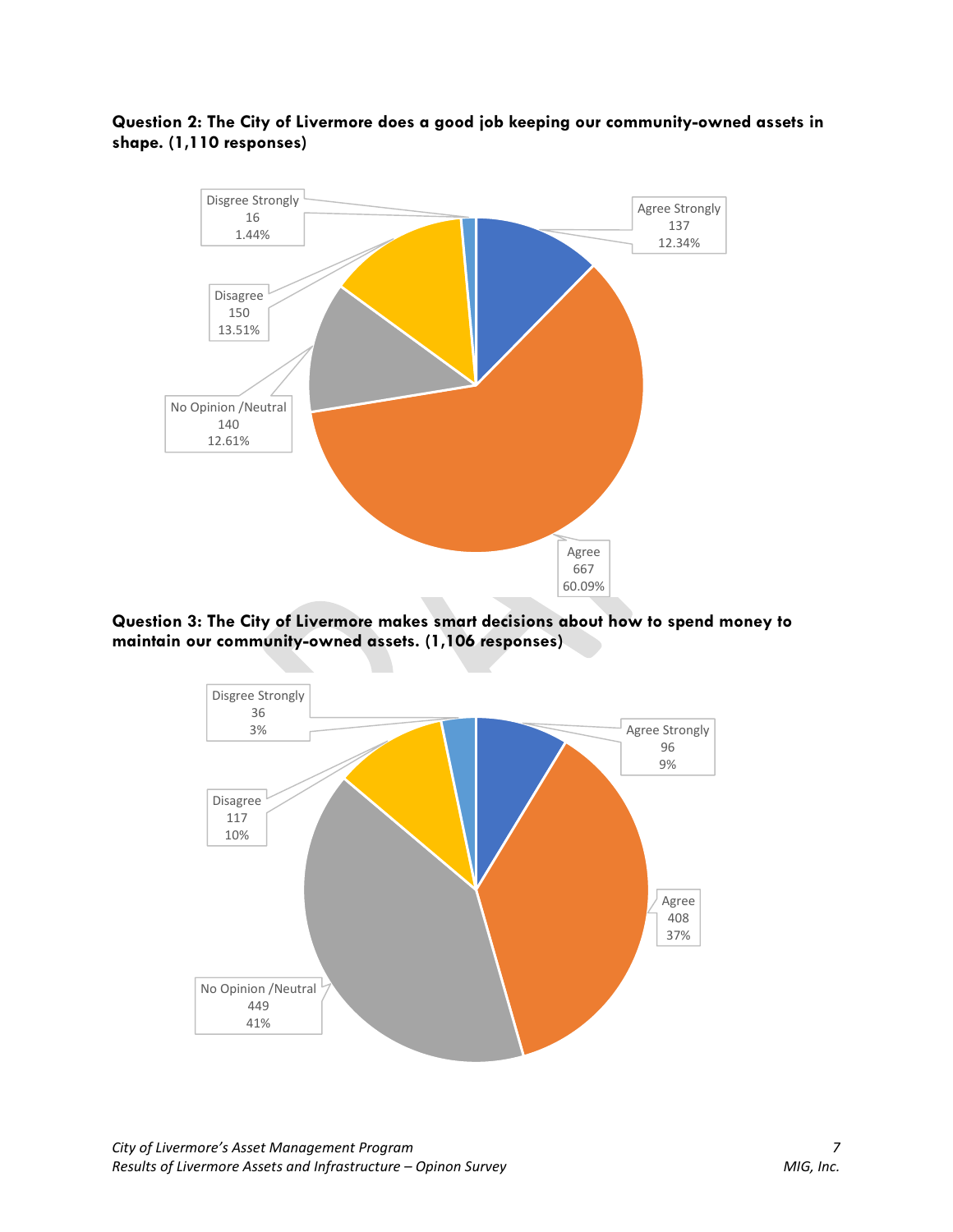**Question 2: The City of Livermore does a good job keeping our community-owned assets in shape. (1,110 responses)**

Disgree Strongly
16
1.44%

Agree Strongly
137
12.34%

Disagree
150
13.51%

No Opinion /Neutral
140
12.61%

Agree
667
60.09%

**Question 3: The City of Livermore makes smart decisions about how to spend money to maintain our community-owned assets. (1,106 responses)**

Disgree Strongly
36
3%

Agree Strongly
96
9%

Disagree
117
10%

Agree
408
37%

No Opinion /Neutral
449
41%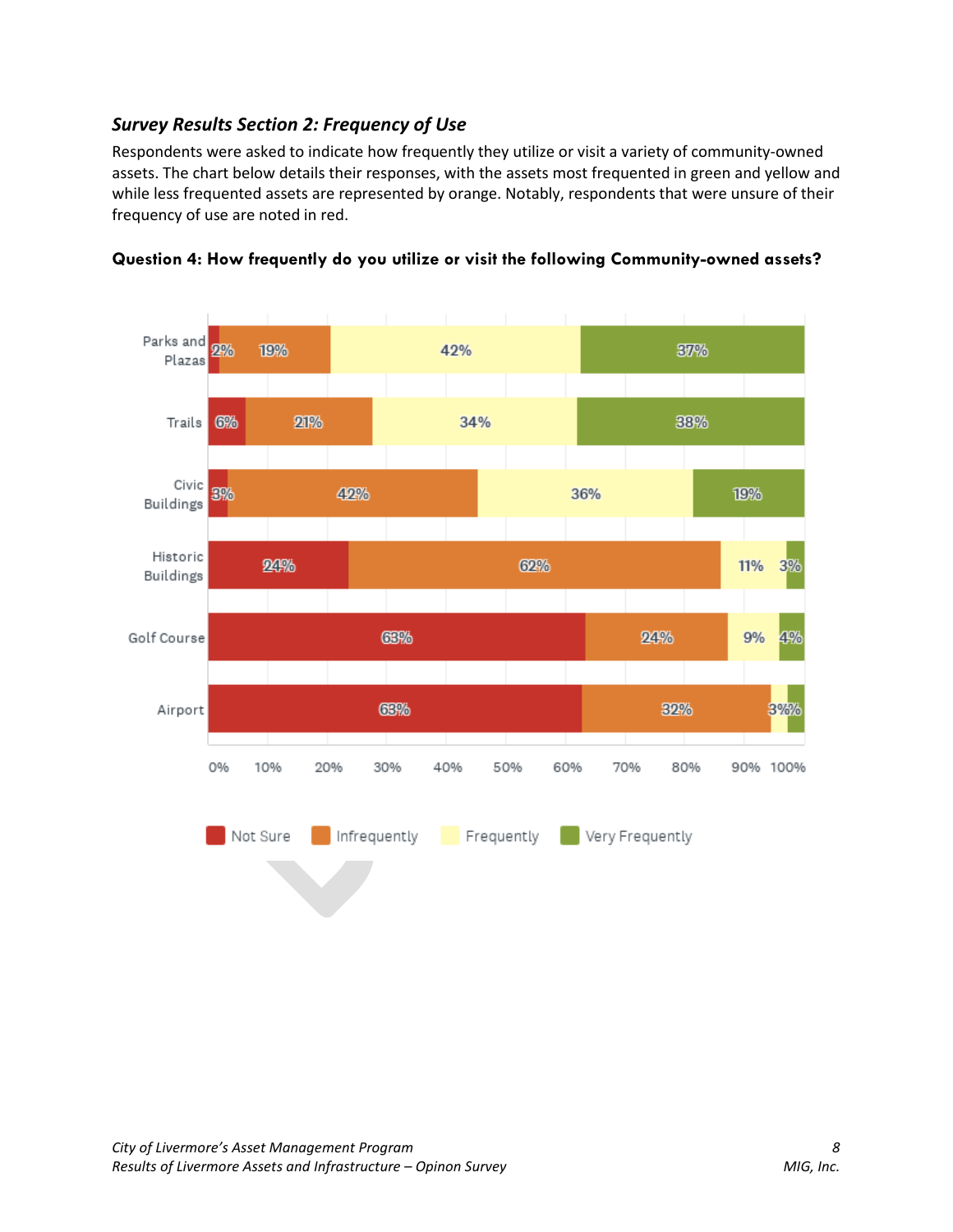### *Survey Results Section 2: Frequency of Use*

Respondents were asked to indicate how frequently they utilize or visit a variety of community-owned assets. The chart below details their responses, with the assets most frequented in green and yellow and while less frequented assets are represented by orange. Notably, respondents that were unsure of their frequency of use are noted in red.

**Question 4: How frequently do you utilize or visit the following Community-owned assets?**

| Asset | Not Sure | Infrequently | Frequently | Very Frequently |
|---|---|---|---|---|
| Parks and Plazas | 2% | 19% | 42% | 37% |
| Trails | 6% | 21% | 34% | 38% |
| Civic Buildings | 3% | 42% | 36% | 19% |
| Historic Buildings | 24% | 62% | 11% | 3% |
| Golf Course | 63% | 24% | 9% | 4% |
| Airport | 63% | 32% | 3% | % |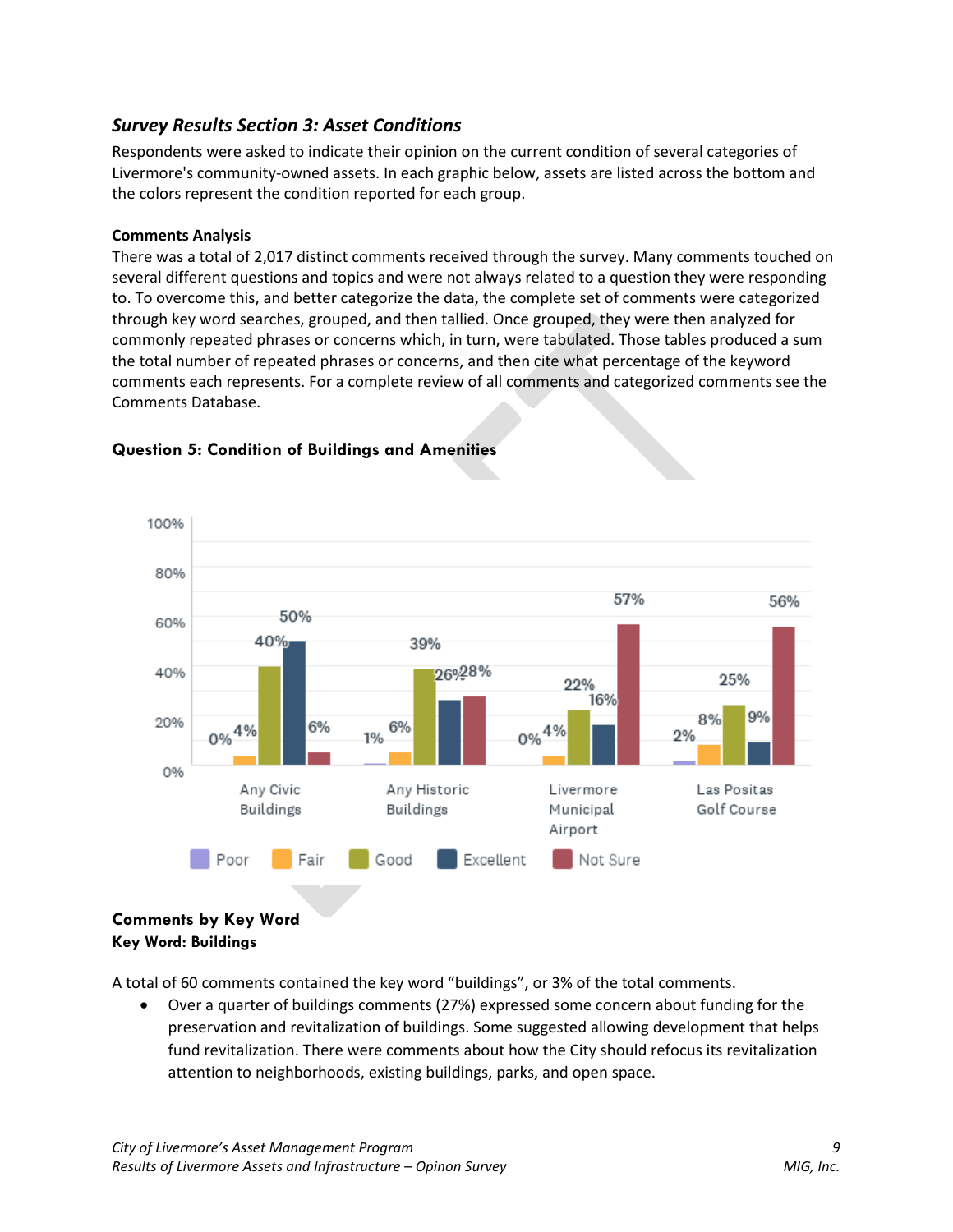## *Survey Results Section 3: Asset Conditions*

Respondents were asked to indicate their opinion on the current condition of several categories of Livermore's community-owned assets. In each graphic below, assets are listed across the bottom and the colors represent the condition reported for each group.

**Comments Analysis**

There was a total of 2,017 distinct comments received through the survey. Many comments touched on several different questions and topics and were not always related to a question they were responding to. To overcome this, and better categorize the data, the complete set of comments were categorized through key word searches, grouped, and then tallied. Once grouped, they were then analyzed for commonly repeated phrases or concerns which, in turn, were tabulated. Those tables produced a sum the total number of repeated phrases or concerns, and then cite what percentage of the keyword comments each represents. For a complete review of all comments and categorized comments see the Comments Database.

### Question 5: Condition of Buildings and Amenities

| | Poor | Fair | Good | Excellent | Not Sure |
|---|---|---|---|---|---|
| Any Civic Buildings | 0% | 4% | 40% | 50% | 6% |
| Any Historic Buildings | 1% | 6% | 39% | 26% | 28% |
| Livermore Municipal Airport | 0% | 4% | 22% | 16% | 57% |
| Las Positas Golf Course | 2% | 8% | 25% | 9% | 56% |

### Comments by Key Word

**Key Word: Buildings**

A total of 60 comments contained the key word "buildings", or 3% of the total comments.

- Over a quarter of buildings comments (27%) expressed some concern about funding for the preservation and revitalization of buildings. Some suggested allowing development that helps fund revitalization. There were comments about how the City should refocus its revitalization attention to neighborhoods, existing buildings, parks, and open space.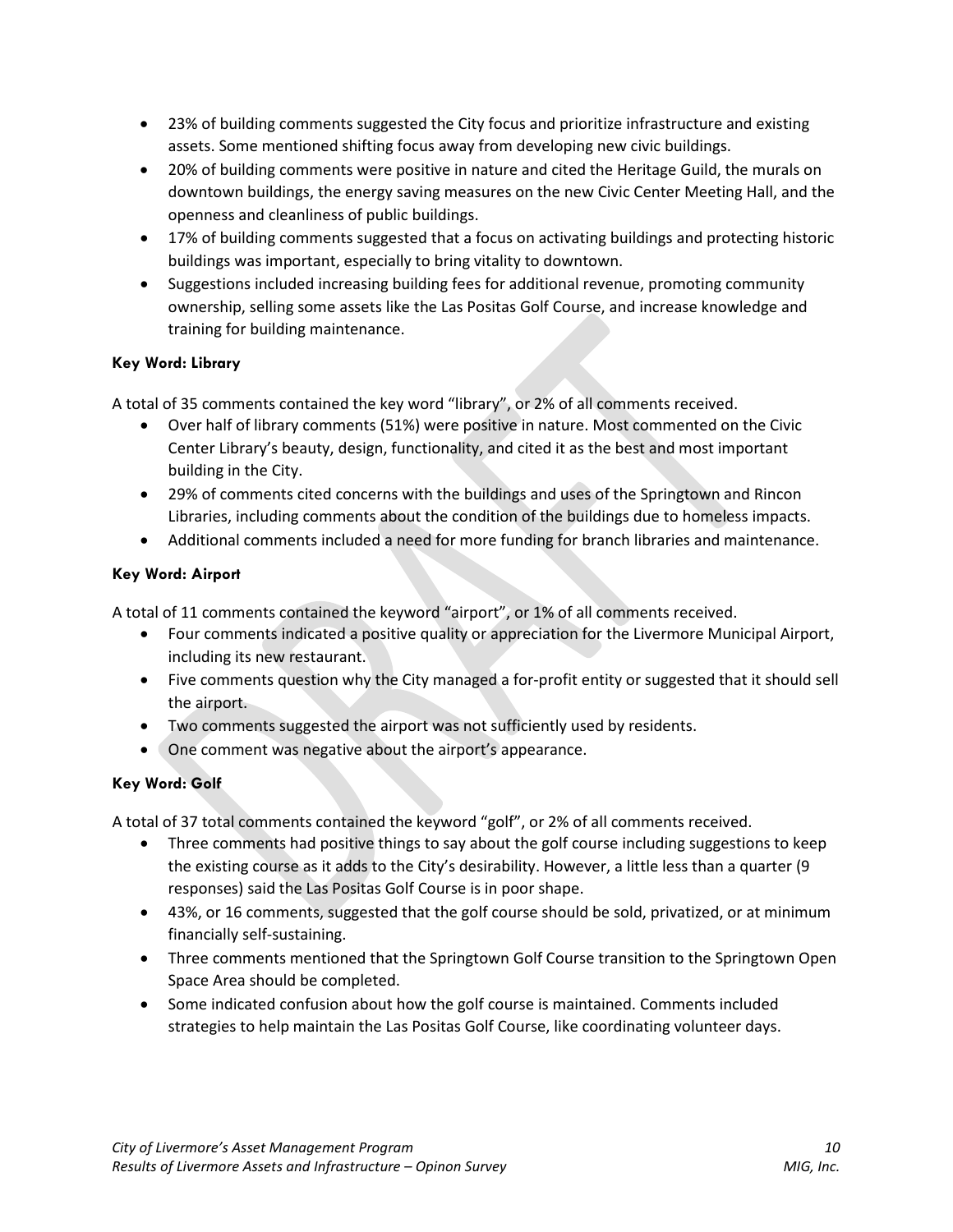- 23% of building comments suggested the City focus and prioritize infrastructure and existing assets. Some mentioned shifting focus away from developing new civic buildings.
- 20% of building comments were positive in nature and cited the Heritage Guild, the murals on downtown buildings, the energy saving measures on the new Civic Center Meeting Hall, and the openness and cleanliness of public buildings.
- 17% of building comments suggested that a focus on activating buildings and protecting historic buildings was important, especially to bring vitality to downtown.
- Suggestions included increasing building fees for additional revenue, promoting community ownership, selling some assets like the Las Positas Golf Course, and increase knowledge and training for building maintenance.

#### Key Word: Library

A total of 35 comments contained the key word "library", or 2% of all comments received.

- Over half of library comments (51%) were positive in nature. Most commented on the Civic Center Library's beauty, design, functionality, and cited it as the best and most important building in the City.
- 29% of comments cited concerns with the buildings and uses of the Springtown and Rincon Libraries, including comments about the condition of the buildings due to homeless impacts.
- Additional comments included a need for more funding for branch libraries and maintenance.

#### Key Word: Airport

A total of 11 comments contained the keyword "airport", or 1% of all comments received.

- Four comments indicated a positive quality or appreciation for the Livermore Municipal Airport, including its new restaurant.
- Five comments question why the City managed a for-profit entity or suggested that it should sell the airport.
- Two comments suggested the airport was not sufficiently used by residents.
- One comment was negative about the airport's appearance.

#### Key Word: Golf

A total of 37 total comments contained the keyword "golf", or 2% of all comments received.

- Three comments had positive things to say about the golf course including suggestions to keep the existing course as it adds to the City's desirability. However, a little less than a quarter (9 responses) said the Las Positas Golf Course is in poor shape.
- 43%, or 16 comments, suggested that the golf course should be sold, privatized, or at minimum financially self-sustaining.
- Three comments mentioned that the Springtown Golf Course transition to the Springtown Open Space Area should be completed.
- Some indicated confusion about how the golf course is maintained. Comments included strategies to help maintain the Las Positas Golf Course, like coordinating volunteer days.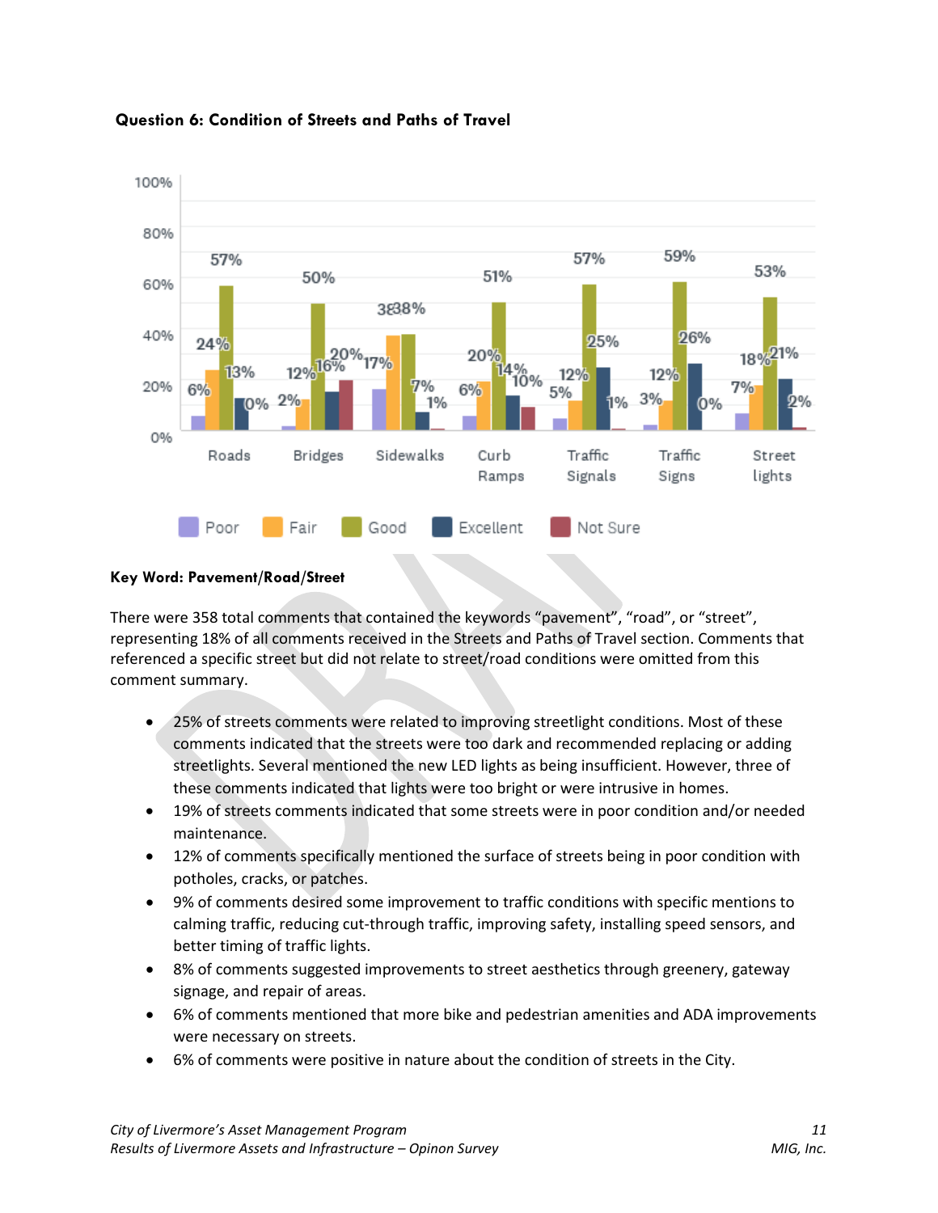**Question 6: Condition of Streets and Paths of Travel**

| | Poor | Fair | Good | Excellent | Not Sure |
|---|---|---|---|---|---|
| Roads | 6% | 24% | 57% | 13% | 0% |
| Bridges | 2% | 12% | 50% | 16% | 20% |
| Sidewalks | 17% | 38% | 38% | 7% | 1% |
| Curb Ramps | 6% | 20% | 51% | 14% | 10% |
| Traffic Signals | 5% | 12% | 57% | 25% | 1% |
| Traffic Signs | 3% | 12% | 59% | 26% | 0% |
| Street lights | 7% | 18% | 53% | 21% | 2% |

**Key Word: Pavement/Road/Street**

There were 358 total comments that contained the keywords "pavement", "road", or "street", representing 18% of all comments received in the Streets and Paths of Travel section. Comments that referenced a specific street but did not relate to street/road conditions were omitted from this comment summary.

- 25% of streets comments were related to improving streetlight conditions. Most of these comments indicated that the streets were too dark and recommended replacing or adding streetlights. Several mentioned the new LED lights as being insufficient. However, three of these comments indicated that lights were too bright or were intrusive in homes.
- 19% of streets comments indicated that some streets were in poor condition and/or needed maintenance.
- 12% of comments specifically mentioned the surface of streets being in poor condition with potholes, cracks, or patches.
- 9% of comments desired some improvement to traffic conditions with specific mentions to calming traffic, reducing cut-through traffic, improving safety, installing speed sensors, and better timing of traffic lights.
- 8% of comments suggested improvements to street aesthetics through greenery, gateway signage, and repair of areas.
- 6% of comments mentioned that more bike and pedestrian amenities and ADA improvements were necessary on streets.
- 6% of comments were positive in nature about the condition of streets in the City.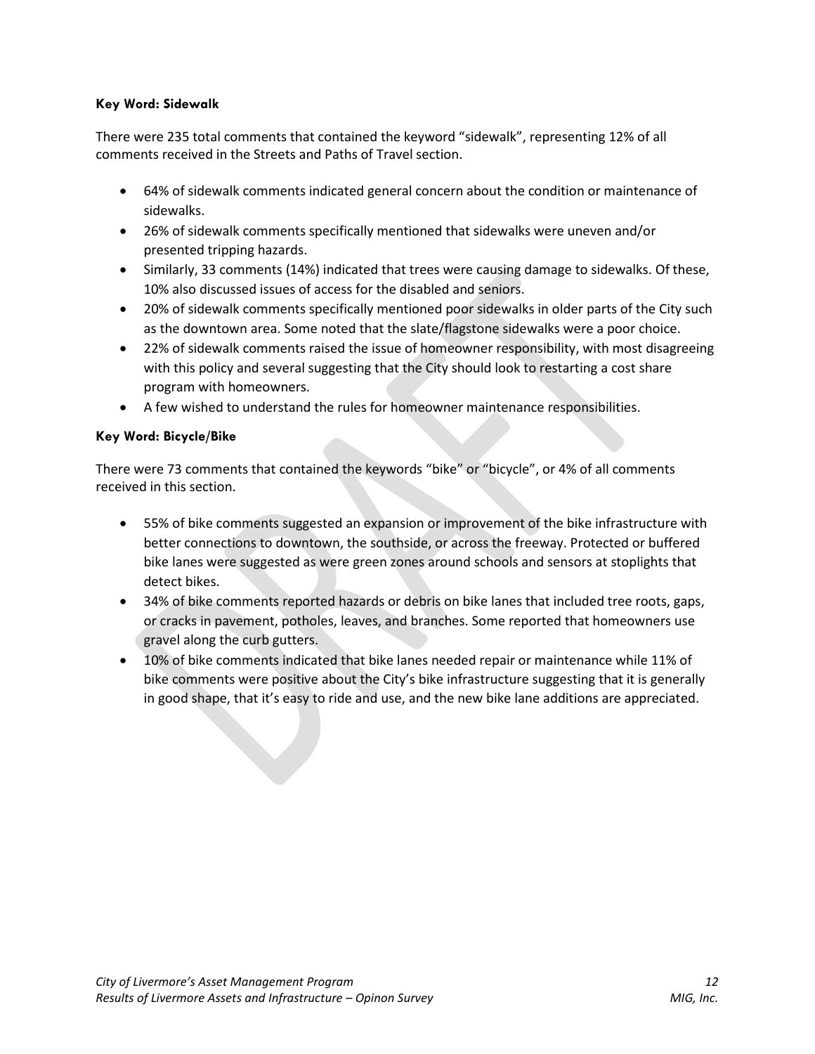**Key Word: Sidewalk**

There were 235 total comments that contained the keyword "sidewalk", representing 12% of all comments received in the Streets and Paths of Travel section.

- 64% of sidewalk comments indicated general concern about the condition or maintenance of sidewalks.
- 26% of sidewalk comments specifically mentioned that sidewalks were uneven and/or presented tripping hazards.
- Similarly, 33 comments (14%) indicated that trees were causing damage to sidewalks. Of these, 10% also discussed issues of access for the disabled and seniors.
- 20% of sidewalk comments specifically mentioned poor sidewalks in older parts of the City such as the downtown area. Some noted that the slate/flagstone sidewalks were a poor choice.
- 22% of sidewalk comments raised the issue of homeowner responsibility, with most disagreeing with this policy and several suggesting that the City should look to restarting a cost share program with homeowners.
- A few wished to understand the rules for homeowner maintenance responsibilities.

**Key Word: Bicycle/Bike**

There were 73 comments that contained the keywords "bike" or "bicycle", or 4% of all comments received in this section.

- 55% of bike comments suggested an expansion or improvement of the bike infrastructure with better connections to downtown, the southside, or across the freeway. Protected or buffered bike lanes were suggested as were green zones around schools and sensors at stoplights that detect bikes.
- 34% of bike comments reported hazards or debris on bike lanes that included tree roots, gaps, or cracks in pavement, potholes, leaves, and branches. Some reported that homeowners use gravel along the curb gutters.
- 10% of bike comments indicated that bike lanes needed repair or maintenance while 11% of bike comments were positive about the City's bike infrastructure suggesting that it is generally in good shape, that it's easy to ride and use, and the new bike lane additions are appreciated.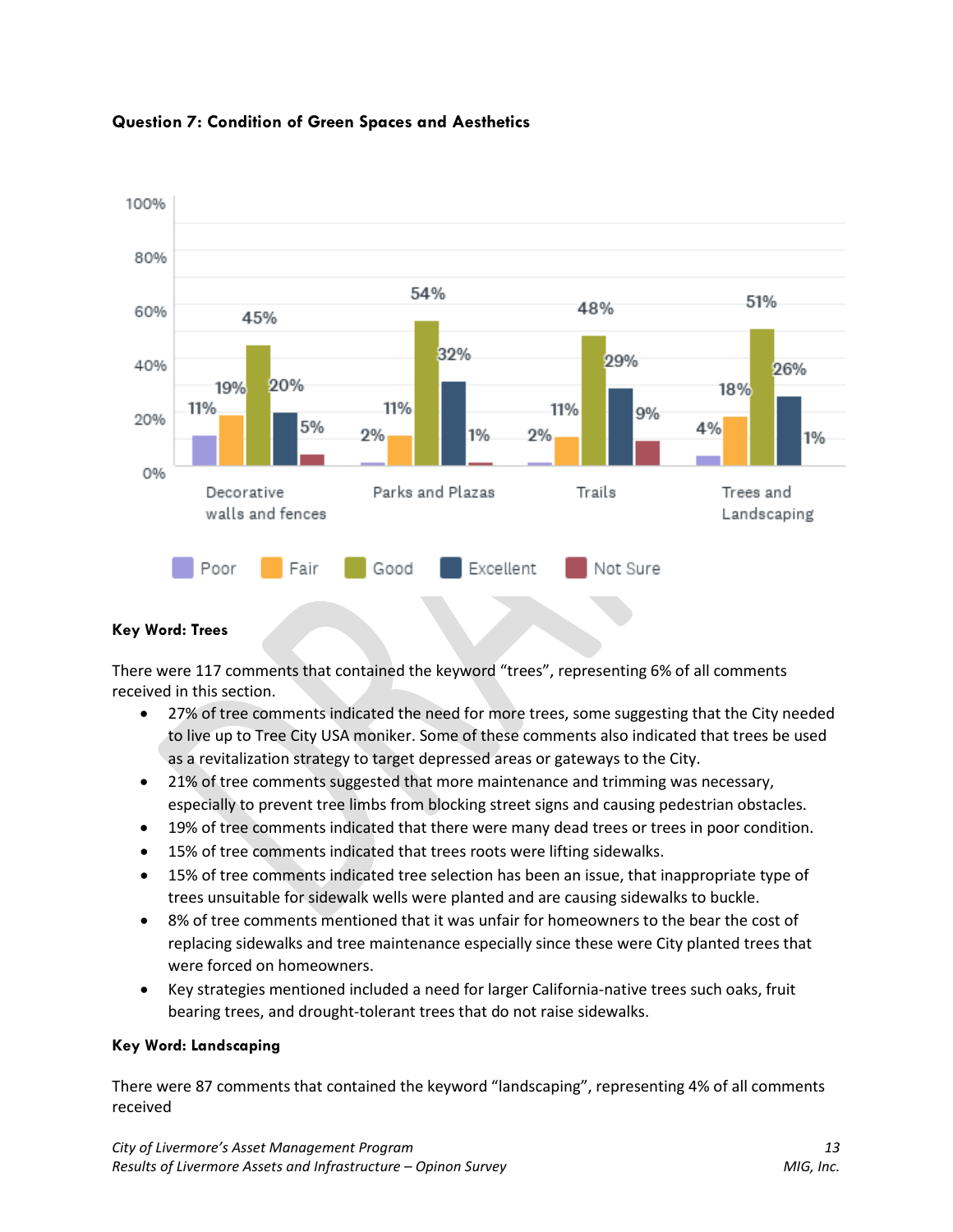**Question 7: Condition of Green Spaces and Aesthetics**

| | Poor | Fair | Good | Excellent | Not Sure |
|---|---|---|---|---|---|
| Decorative walls and fences | 11% | 19% | 45% | 20% | 5% |
| Parks and Plazas | 2% | 11% | 54% | 32% | 1% |
| Trails | 2% | 11% | 48% | 29% | 9% |
| Trees and Landscaping | 4% | 18% | 51% | 26% | 1% |

**Key Word: Trees**

There were 117 comments that contained the keyword "trees", representing 6% of all comments received in this section.

- 27% of tree comments indicated the need for more trees, some suggesting that the City needed to live up to Tree City USA moniker. Some of these comments also indicated that trees be used as a revitalization strategy to target depressed areas or gateways to the City.
- 21% of tree comments suggested that more maintenance and trimming was necessary, especially to prevent tree limbs from blocking street signs and causing pedestrian obstacles.
- 19% of tree comments indicated that there were many dead trees or trees in poor condition.
- 15% of tree comments indicated that trees roots were lifting sidewalks.
- 15% of tree comments indicated tree selection has been an issue, that inappropriate type of trees unsuitable for sidewalk wells were planted and are causing sidewalks to buckle.
- 8% of tree comments mentioned that it was unfair for homeowners to the bear the cost of replacing sidewalks and tree maintenance especially since these were City planted trees that were forced on homeowners.
- Key strategies mentioned included a need for larger California-native trees such oaks, fruit bearing trees, and drought-tolerant trees that do not raise sidewalks.

**Key Word: Landscaping**

There were 87 comments that contained the keyword "landscaping", representing 4% of all comments received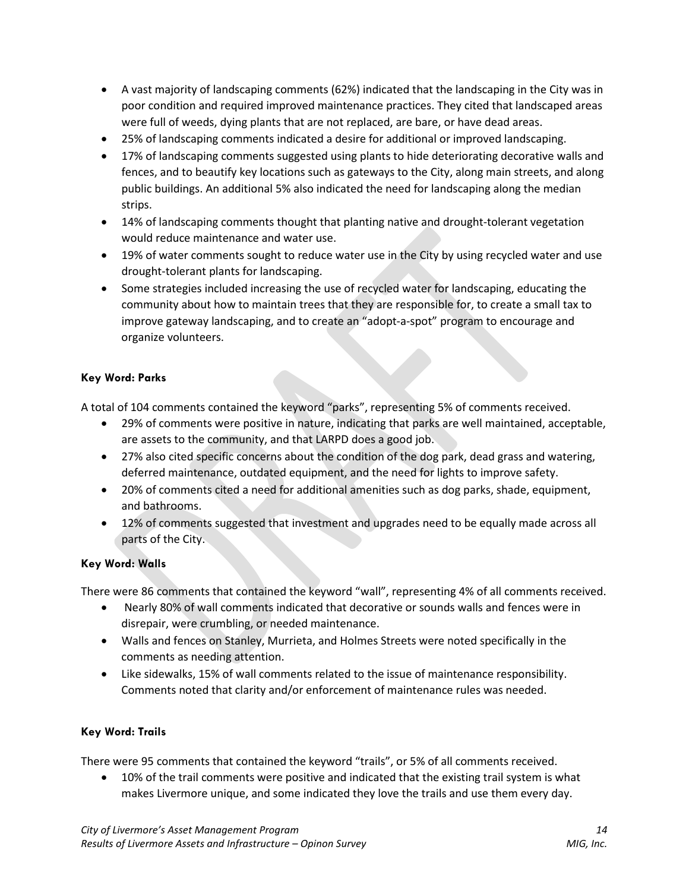- A vast majority of landscaping comments (62%) indicated that the landscaping in the City was in poor condition and required improved maintenance practices. They cited that landscaped areas were full of weeds, dying plants that are not replaced, are bare, or have dead areas.
- 25% of landscaping comments indicated a desire for additional or improved landscaping.
- 17% of landscaping comments suggested using plants to hide deteriorating decorative walls and fences, and to beautify key locations such as gateways to the City, along main streets, and along public buildings. An additional 5% also indicated the need for landscaping along the median strips.
- 14% of landscaping comments thought that planting native and drought-tolerant vegetation would reduce maintenance and water use.
- 19% of water comments sought to reduce water use in the City by using recycled water and use drought-tolerant plants for landscaping.
- Some strategies included increasing the use of recycled water for landscaping, educating the community about how to maintain trees that they are responsible for, to create a small tax to improve gateway landscaping, and to create an "adopt-a-spot" program to encourage and organize volunteers.

#### Key Word: Parks

A total of 104 comments contained the keyword "parks", representing 5% of comments received.

- 29% of comments were positive in nature, indicating that parks are well maintained, acceptable, are assets to the community, and that LARPD does a good job.
- 27% also cited specific concerns about the condition of the dog park, dead grass and watering, deferred maintenance, outdated equipment, and the need for lights to improve safety.
- 20% of comments cited a need for additional amenities such as dog parks, shade, equipment, and bathrooms.
- 12% of comments suggested that investment and upgrades need to be equally made across all parts of the City.

#### Key Word: Walls

There were 86 comments that contained the keyword "wall", representing 4% of all comments received.

- Nearly 80% of wall comments indicated that decorative or sounds walls and fences were in disrepair, were crumbling, or needed maintenance.
- Walls and fences on Stanley, Murrieta, and Holmes Streets were noted specifically in the comments as needing attention.
- Like sidewalks, 15% of wall comments related to the issue of maintenance responsibility. Comments noted that clarity and/or enforcement of maintenance rules was needed.

#### Key Word: Trails

There were 95 comments that contained the keyword "trails", or 5% of all comments received.

- 10% of the trail comments were positive and indicated that the existing trail system is what makes Livermore unique, and some indicated they love the trails and use them every day.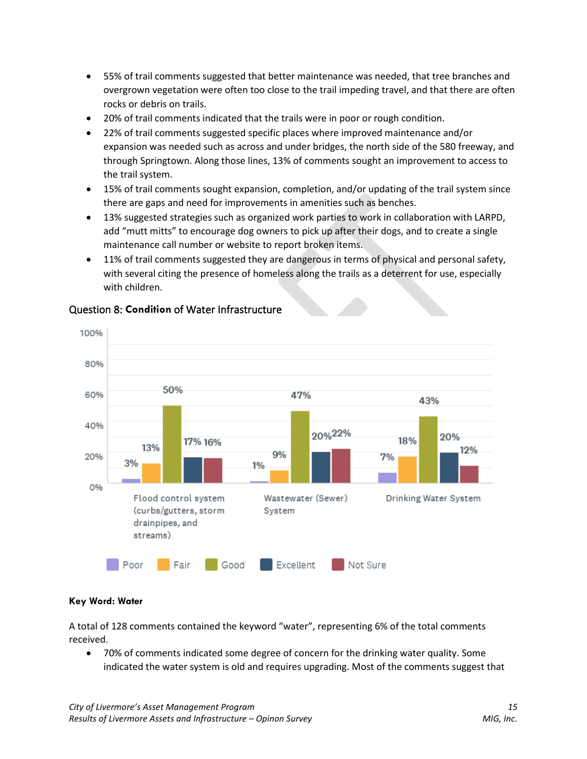- 55% of trail comments suggested that better maintenance was needed, that tree branches and overgrown vegetation were often too close to the trail impeding travel, and that there are often rocks or debris on trails.
- 20% of trail comments indicated that the trails were in poor or rough condition.
- 22% of trail comments suggested specific places where improved maintenance and/or expansion was needed such as across and under bridges, the north side of the 580 freeway, and through Springtown. Along those lines, 13% of comments sought an improvement to access to the trail system.
- 15% of trail comments sought expansion, completion, and/or updating of the trail system since there are gaps and need for improvements in amenities such as benches.
- 13% suggested strategies such as organized work parties to work in collaboration with LARPD, add "mutt mitts" to encourage dog owners to pick up after their dogs, and to create a single maintenance call number or website to report broken items.
- 11% of trail comments suggested they are dangerous in terms of physical and personal safety, with several citing the presence of homeless along the trails as a deterrent for use, especially with children.

## Question 8: Condition of Water Infrastructure

| | Poor | Fair | Good | Excellent | Not Sure |
|---|---|---|---|---|---|
| Flood control system (curbs/gutters, storm drainpipes, and streams) | 3% | 13% | 50% | 17% | 16% |
| Wastewater (Sewer) System | 1% | 9% | 47% | 20% | 22% |
| Drinking Water System | 7% | 18% | 43% | 20% | 12% |

**Key Word: Water**

A total of 128 comments contained the keyword "water", representing 6% of the total comments received.

- 70% of comments indicated some degree of concern for the drinking water quality. Some indicated the water system is old and requires upgrading. Most of the comments suggest that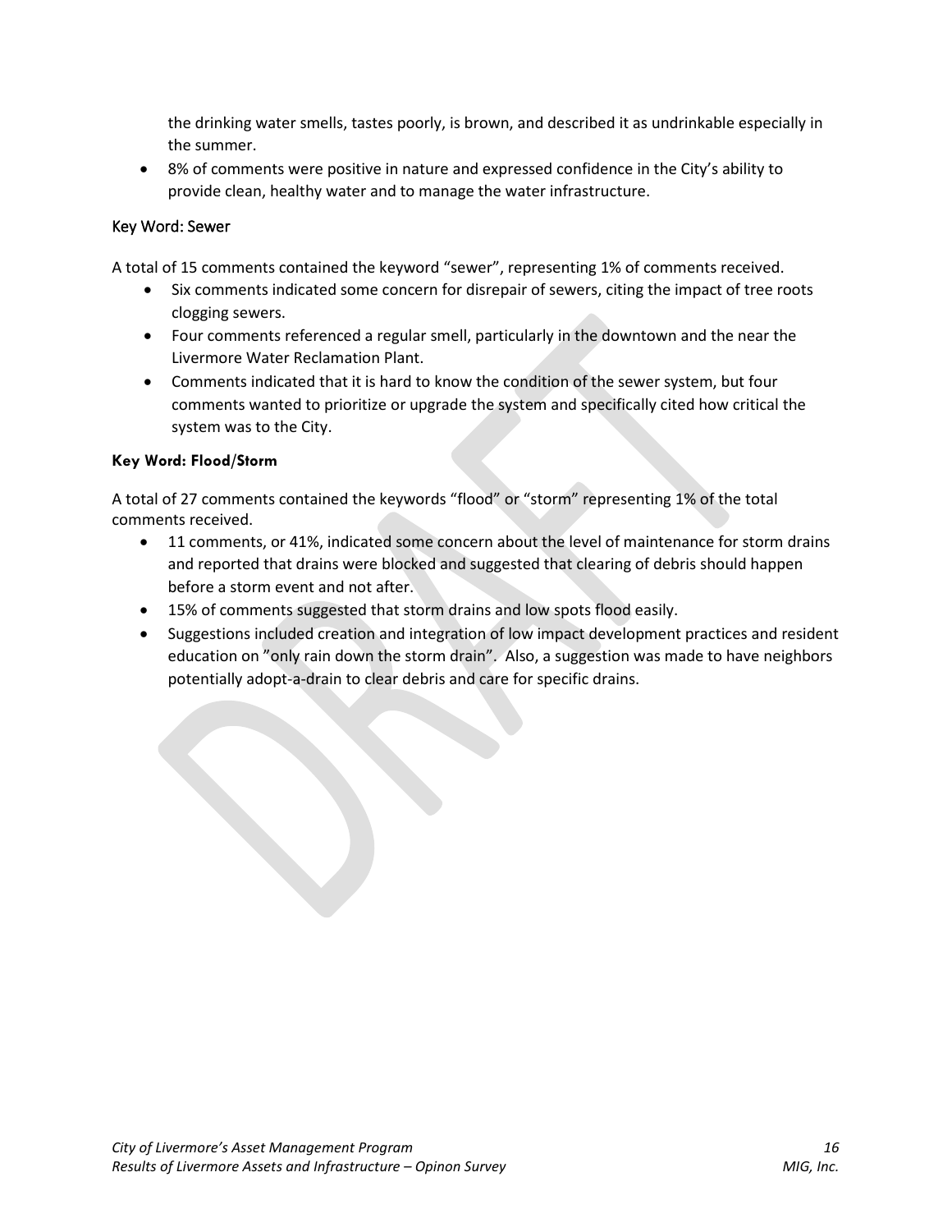the drinking water smells, tastes poorly, is brown, and described it as undrinkable especially in the summer.

- 8% of comments were positive in nature and expressed confidence in the City's ability to provide clean, healthy water and to manage the water infrastructure.

### Key Word: Sewer

A total of 15 comments contained the keyword "sewer", representing 1% of comments received.

- Six comments indicated some concern for disrepair of sewers, citing the impact of tree roots clogging sewers.
- Four comments referenced a regular smell, particularly in the downtown and the near the Livermore Water Reclamation Plant.
- Comments indicated that it is hard to know the condition of the sewer system, but four comments wanted to prioritize or upgrade the system and specifically cited how critical the system was to the City.

### Key Word: Flood/Storm

A total of 27 comments contained the keywords "flood" or "storm" representing 1% of the total comments received.

- 11 comments, or 41%, indicated some concern about the level of maintenance for storm drains and reported that drains were blocked and suggested that clearing of debris should happen before a storm event and not after.
- 15% of comments suggested that storm drains and low spots flood easily.
- Suggestions included creation and integration of low impact development practices and resident education on "only rain down the storm drain". Also, a suggestion was made to have neighbors potentially adopt-a-drain to clear debris and care for specific drains.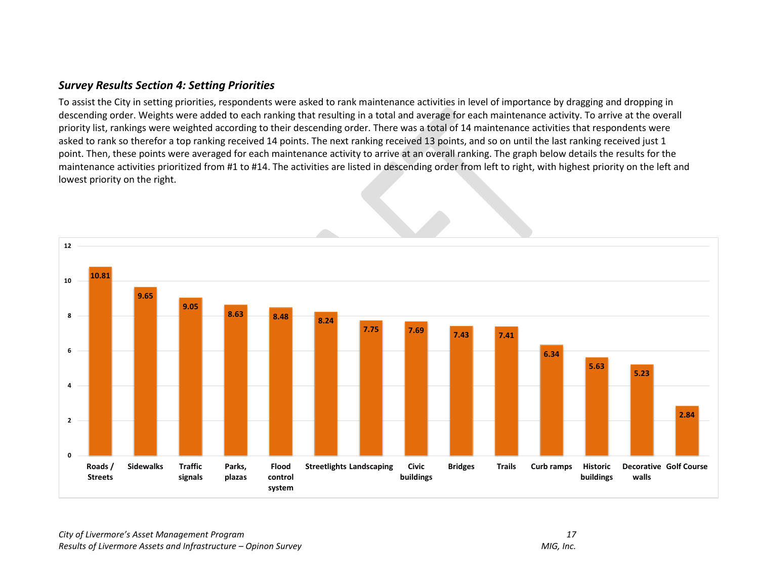### *Survey Results Section 4: Setting Priorities*

To assist the City in setting priorities, respondents were asked to rank maintenance activities in level of importance by dragging and dropping in descending order. Weights were added to each ranking that resulting in a total and average for each maintenance activity. To arrive at the overall priority list, rankings were weighted according to their descending order. There was a total of 14 maintenance activities that respondents were asked to rank so therefor a top ranking received 14 points. The next ranking received 13 points, and so on until the last ranking received just 1 point. Then, these points were averaged for each maintenance activity to arrive at an overall ranking. The graph below details the results for the maintenance activities prioritized from #1 to #14. The activities are listed in descending order from left to right, with highest priority on the left and lowest priority on the right.

| Maintenance Activity | Average Score |
|---|---|
| Roads / Streets | 10.81 |
| Sidewalks | 9.65 |
| Traffic signals | 9.05 |
| Parks, plazas | 8.63 |
| Flood control system | 8.48 |
| Streetlights | 8.24 |
| Landscaping | 7.75 |
| Civic buildings | 7.69 |
| Bridges | 7.43 |
| Trails | 7.41 |
| Curb ramps | 6.34 |
| Historic buildings | 5.63 |
| Decorative walls | 5.23 |
| Golf Course | 2.84 |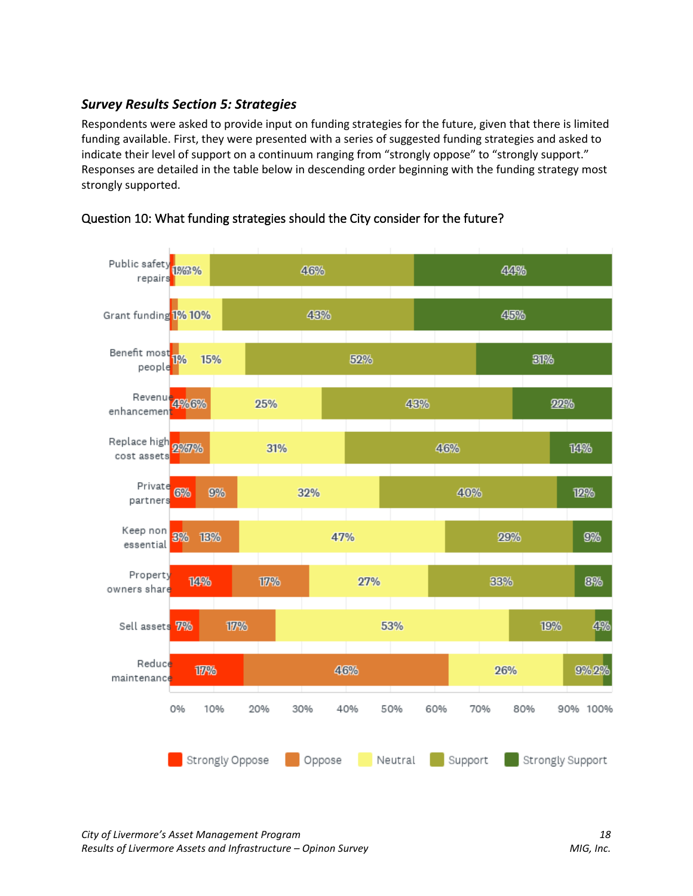### *Survey Results Section 5: Strategies*

Respondents were asked to provide input on funding strategies for the future, given that there is limited funding available. First, they were presented with a series of suggested funding strategies and asked to indicate their level of support on a continuum ranging from "strongly oppose" to "strongly support." Responses are detailed in the table below in descending order beginning with the funding strategy most strongly supported.

Question 10: What funding strategies should the City consider for the future?

| Strategy | Strongly Oppose | Oppose | Neutral | Support | Strongly Support |
|---|---|---|---|---|---|
| Public safety repairs | 1% | | 8% | 46% | 44% |
| Grant funding | | 1% | 10% | 43% | 45% |
| Benefit most people | | 1% | 15% | 52% | 31% |
| Revenue enhancement | 4% | 6% | 25% | 43% | 22% |
| Replace high cost assets | 2% | 7% | 31% | 46% | 14% |
| Private partners | 6% | 9% | 32% | 40% | 12% |
| Keep non essential | 3% | 13% | 47% | 29% | 9% |
| Property owners share | 14% | 17% | 27% | 33% | 8% |
| Sell assets | 7% | 17% | 53% | 19% | 4% |
| Reduce maintenance | 17% | 46% | 26% | 9% | 2% |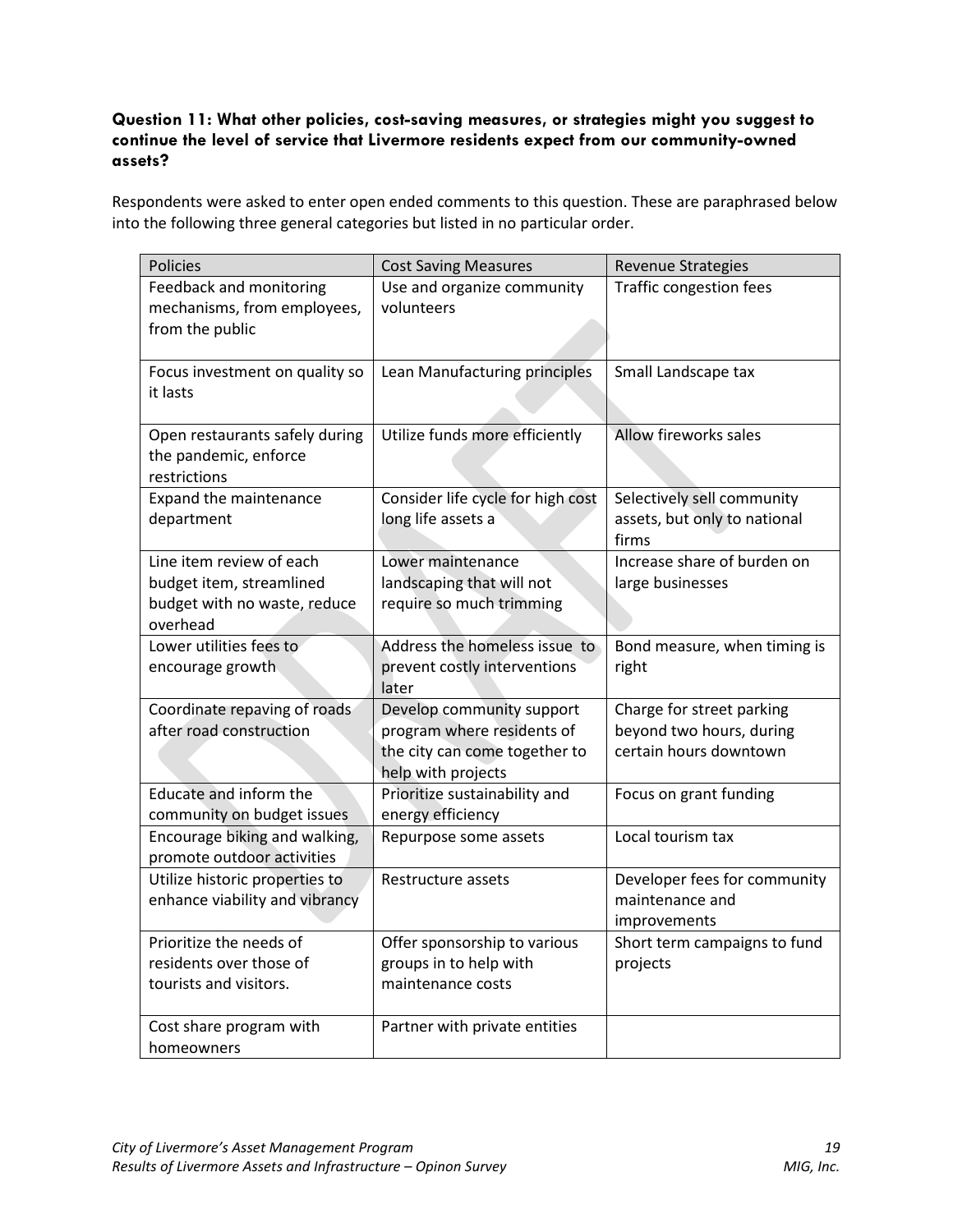**Question 11: What other policies, cost-saving measures, or strategies might you suggest to continue the level of service that Livermore residents expect from our community-owned assets?**

Respondents were asked to enter open ended comments to this question. These are paraphrased below into the following three general categories but listed in no particular order.

| Policies | Cost Saving Measures | Revenue Strategies |
|---|---|---|
| Feedback and monitoring mechanisms, from employees, from the public | Use and organize community volunteers | Traffic congestion fees |
| Focus investment on quality so it lasts | Lean Manufacturing principles | Small Landscape tax |
| Open restaurants safely during the pandemic, enforce restrictions | Utilize funds more efficiently | Allow fireworks sales |
| Expand the maintenance department | Consider life cycle for high cost long life assets a | Selectively sell community assets, but only to national firms |
| Line item review of each budget item, streamlined budget with no waste, reduce overhead | Lower maintenance landscaping that will not require so much trimming | Increase share of burden on large businesses |
| Lower utilities fees to encourage growth | Address the homeless issue to prevent costly interventions later | Bond measure, when timing is right |
| Coordinate repaving of roads after road construction | Develop community support program where residents of the city can come together to help with projects | Charge for street parking beyond two hours, during certain hours downtown |
| Educate and inform the community on budget issues | Prioritize sustainability and energy efficiency | Focus on grant funding |
| Encourage biking and walking, promote outdoor activities | Repurpose some assets | Local tourism tax |
| Utilize historic properties to enhance viability and vibrancy | Restructure assets | Developer fees for community maintenance and improvements |
| Prioritize the needs of residents over those of tourists and visitors. | Offer sponsorship to various groups in to help with maintenance costs | Short term campaigns to fund projects |
| Cost share program with homeowners | Partner with private entities | |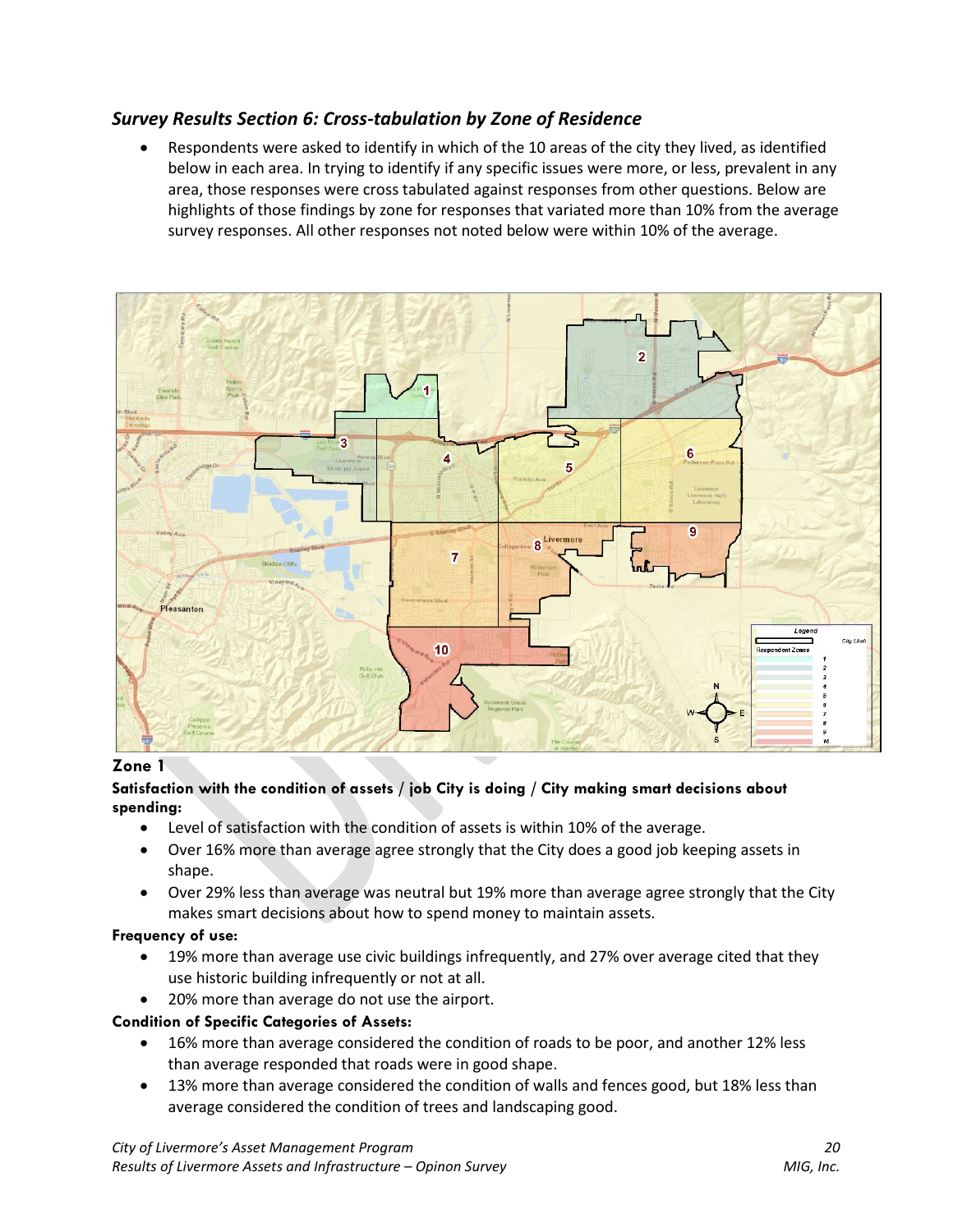## *Survey Results Section 6: Cross-tabulation by Zone of Residence*

- Respondents were asked to identify in which of the 10 areas of the city they lived, as identified below in each area. In trying to identify if any specific issues were more, or less, prevalent in any area, those responses were cross tabulated against responses from other questions. Below are highlights of those findings by zone for responses that variated more than 10% from the average survey responses. All other responses not noted below were within 10% of the average.

### Zone 1

**Satisfaction with the condition of assets / job City is doing / City making smart decisions about spending:**

- Level of satisfaction with the condition of assets is within 10% of the average.
- Over 16% more than average agree strongly that the City does a good job keeping assets in shape.
- Over 29% less than average was neutral but 19% more than average agree strongly that the City makes smart decisions about how to spend money to maintain assets.

**Frequency of use:**

- 19% more than average use civic buildings infrequently, and 27% over average cited that they use historic building infrequently or not at all.
- 20% more than average do not use the airport.

**Condition of Specific Categories of Assets:**

- 16% more than average considered the condition of roads to be poor, and another 12% less than average responded that roads were in good shape.
- 13% more than average considered the condition of walls and fences good, but 18% less than average considered the condition of trees and landscaping good.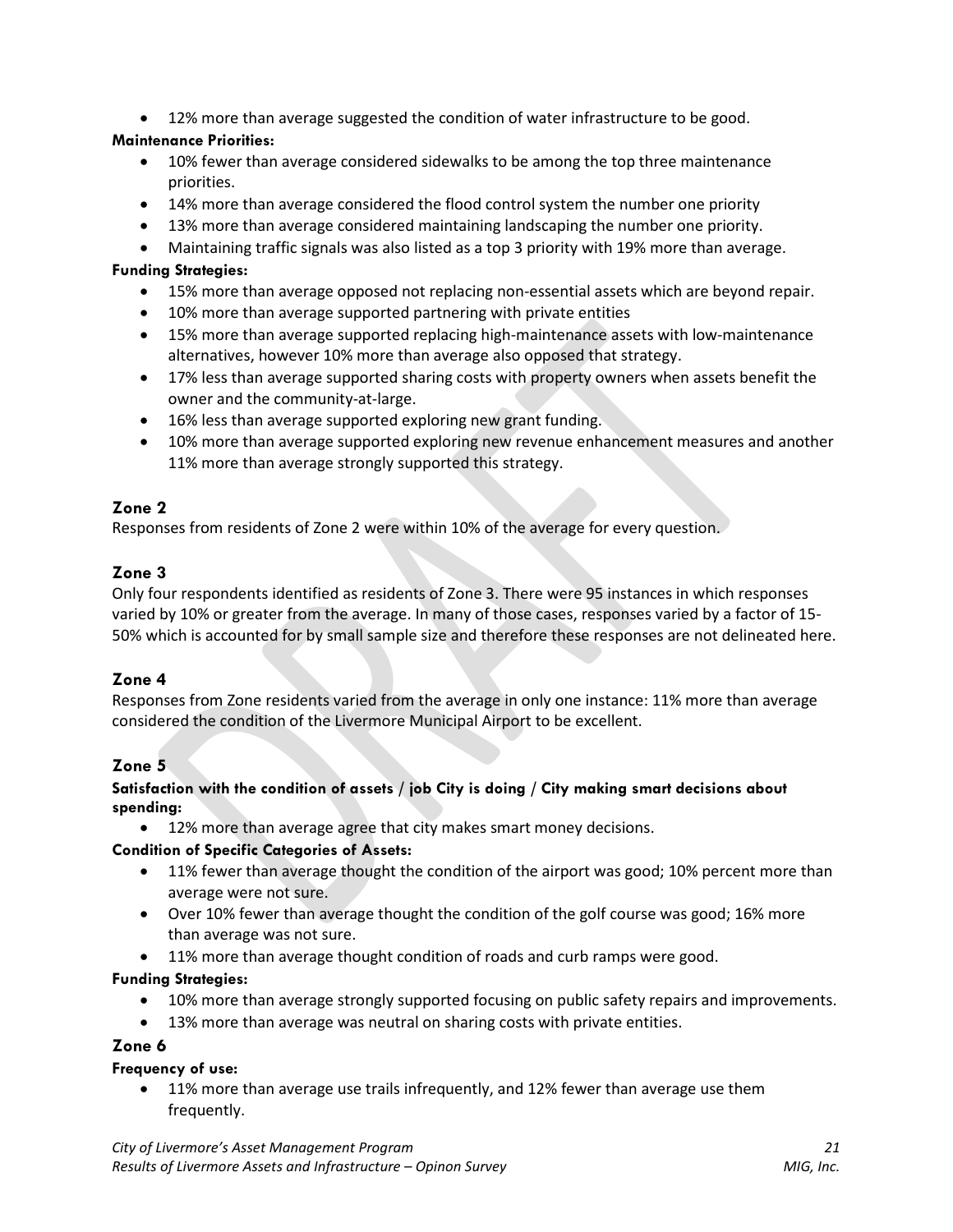- 12% more than average suggested the condition of water infrastructure to be good.

**Maintenance Priorities:**

- 10% fewer than average considered sidewalks to be among the top three maintenance priorities.
- 14% more than average considered the flood control system the number one priority
- 13% more than average considered maintaining landscaping the number one priority.
- Maintaining traffic signals was also listed as a top 3 priority with 19% more than average.

**Funding Strategies:**

- 15% more than average opposed not replacing non-essential assets which are beyond repair.
- 10% more than average supported partnering with private entities
- 15% more than average supported replacing high-maintenance assets with low-maintenance alternatives, however 10% more than average also opposed that strategy.
- 17% less than average supported sharing costs with property owners when assets benefit the owner and the community-at-large.
- 16% less than average supported exploring new grant funding.
- 10% more than average supported exploring new revenue enhancement measures and another 11% more than average strongly supported this strategy.

## Zone 2

Responses from residents of Zone 2 were within 10% of the average for every question.

## Zone 3

Only four respondents identified as residents of Zone 3. There were 95 instances in which responses varied by 10% or greater from the average. In many of those cases, responses varied by a factor of 15-50% which is accounted for by small sample size and therefore these responses are not delineated here.

## Zone 4

Responses from Zone residents varied from the average in only one instance: 11% more than average considered the condition of the Livermore Municipal Airport to be excellent.

## Zone 5

**Satisfaction with the condition of assets / job City is doing / City making smart decisions about spending:**

- 12% more than average agree that city makes smart money decisions.

**Condition of Specific Categories of Assets:**

- 11% fewer than average thought the condition of the airport was good; 10% percent more than average were not sure.
- Over 10% fewer than average thought the condition of the golf course was good; 16% more than average was not sure.
- 11% more than average thought condition of roads and curb ramps were good.

**Funding Strategies:**

- 10% more than average strongly supported focusing on public safety repairs and improvements.
- 13% more than average was neutral on sharing costs with private entities.

## Zone 6

**Frequency of use:**

- 11% more than average use trails infrequently, and 12% fewer than average use them frequently.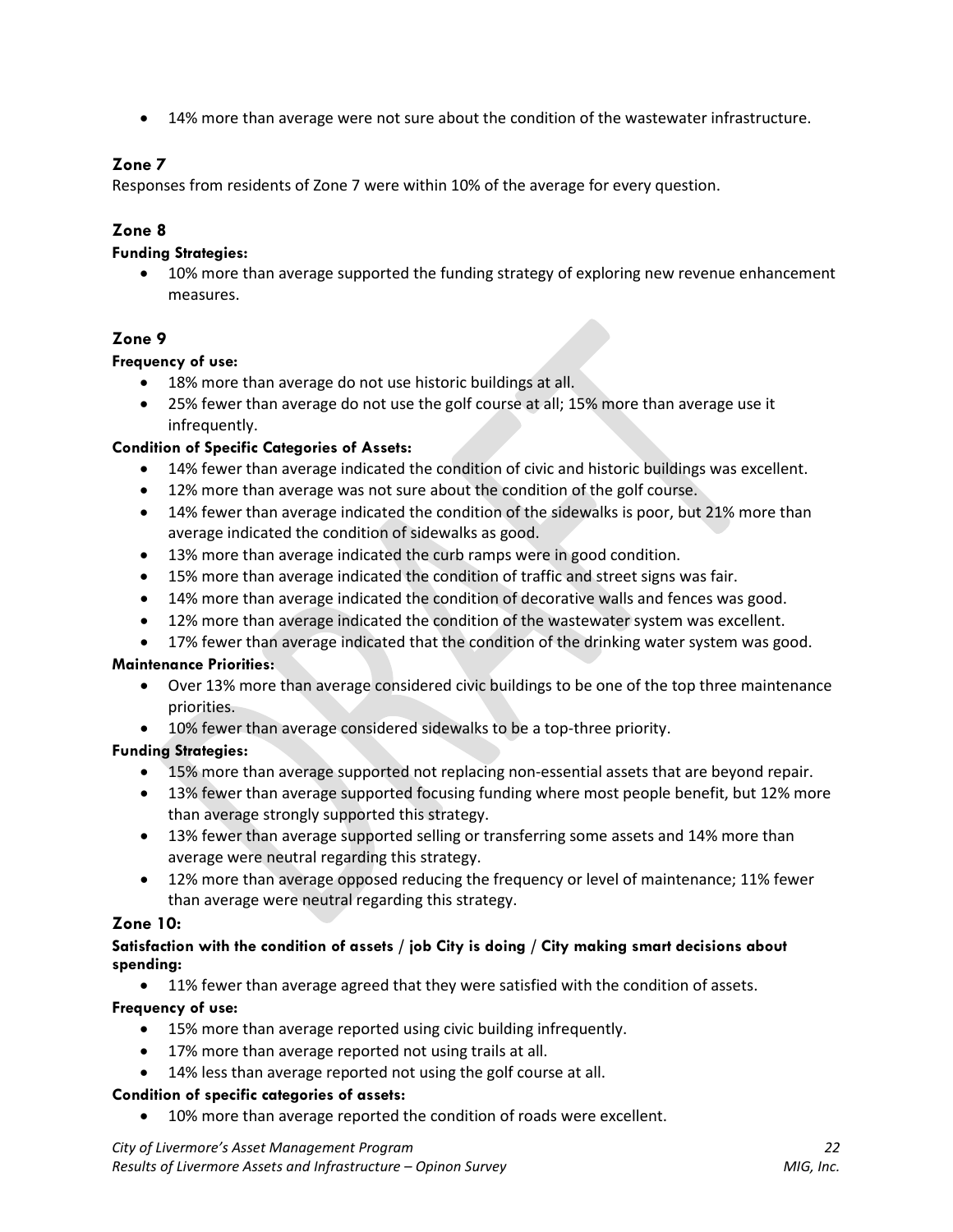- 14% more than average were not sure about the condition of the wastewater infrastructure.

### Zone 7

Responses from residents of Zone 7 were within 10% of the average for every question.

### Zone 8

**Funding Strategies:**

- 10% more than average supported the funding strategy of exploring new revenue enhancement measures.

### Zone 9

**Frequency of use:**

- 18% more than average do not use historic buildings at all.
- 25% fewer than average do not use the golf course at all; 15% more than average use it infrequently.

**Condition of Specific Categories of Assets:**

- 14% fewer than average indicated the condition of civic and historic buildings was excellent.
- 12% more than average was not sure about the condition of the golf course.
- 14% fewer than average indicated the condition of the sidewalks is poor, but 21% more than average indicated the condition of sidewalks as good.
- 13% more than average indicated the curb ramps were in good condition.
- 15% more than average indicated the condition of traffic and street signs was fair.
- 14% more than average indicated the condition of decorative walls and fences was good.
- 12% more than average indicated the condition of the wastewater system was excellent.
- 17% fewer than average indicated that the condition of the drinking water system was good.

**Maintenance Priorities:**

- Over 13% more than average considered civic buildings to be one of the top three maintenance priorities.
- 10% fewer than average considered sidewalks to be a top-three priority.

**Funding Strategies:**

- 15% more than average supported not replacing non-essential assets that are beyond repair.
- 13% fewer than average supported focusing funding where most people benefit, but 12% more than average strongly supported this strategy.
- 13% fewer than average supported selling or transferring some assets and 14% more than average were neutral regarding this strategy.
- 12% more than average opposed reducing the frequency or level of maintenance; 11% fewer than average were neutral regarding this strategy.

### Zone 10:

**Satisfaction with the condition of assets / job City is doing / City making smart decisions about spending:**

- 11% fewer than average agreed that they were satisfied with the condition of assets.

**Frequency of use:**

- 15% more than average reported using civic building infrequently.
- 17% more than average reported not using trails at all.
- 14% less than average reported not using the golf course at all.

**Condition of specific categories of assets:**

- 10% more than average reported the condition of roads were excellent.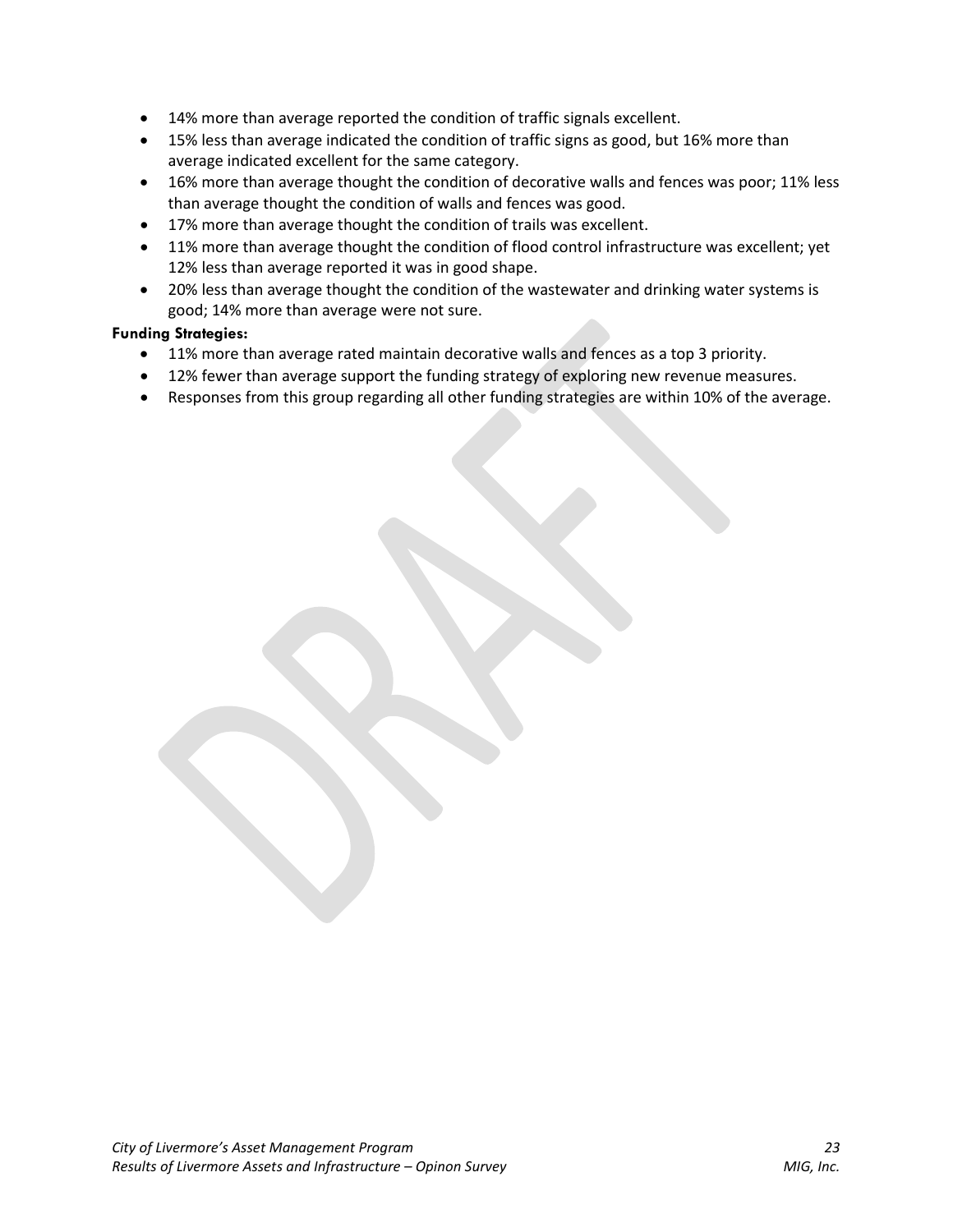- 14% more than average reported the condition of traffic signals excellent.
- 15% less than average indicated the condition of traffic signs as good, but 16% more than average indicated excellent for the same category.
- 16% more than average thought the condition of decorative walls and fences was poor; 11% less than average thought the condition of walls and fences was good.
- 17% more than average thought the condition of trails was excellent.
- 11% more than average thought the condition of flood control infrastructure was excellent; yet 12% less than average reported it was in good shape.
- 20% less than average thought the condition of the wastewater and drinking water systems is good; 14% more than average were not sure.

**Funding Strategies:**

- 11% more than average rated maintain decorative walls and fences as a top 3 priority.
- 12% fewer than average support the funding strategy of exploring new revenue measures.
- Responses from this group regarding all other funding strategies are within 10% of the average.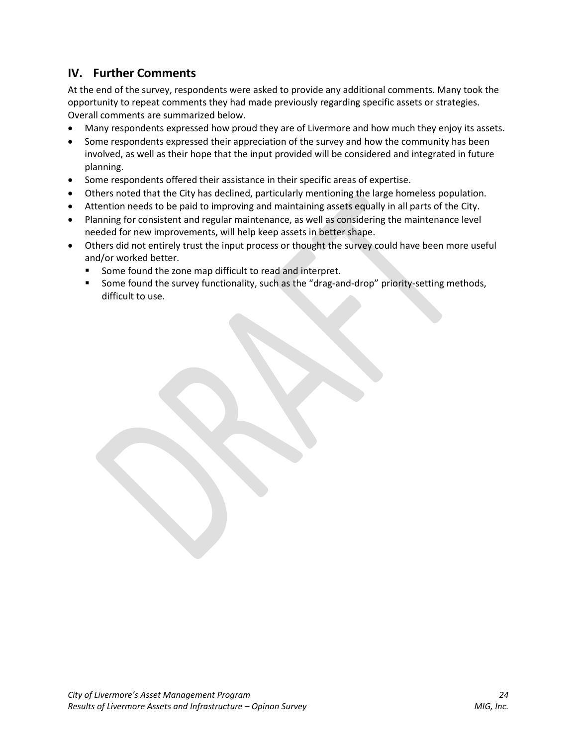## IV. Further Comments

At the end of the survey, respondents were asked to provide any additional comments. Many took the opportunity to repeat comments they had made previously regarding specific assets or strategies. Overall comments are summarized below.

- Many respondents expressed how proud they are of Livermore and how much they enjoy its assets.
- Some respondents expressed their appreciation of the survey and how the community has been involved, as well as their hope that the input provided will be considered and integrated in future planning.
- Some respondents offered their assistance in their specific areas of expertise.
- Others noted that the City has declined, particularly mentioning the large homeless population.
- Attention needs to be paid to improving and maintaining assets equally in all parts of the City.
- Planning for consistent and regular maintenance, as well as considering the maintenance level needed for new improvements, will help keep assets in better shape.
- Others did not entirely trust the input process or thought the survey could have been more useful and/or worked better.
  - Some found the zone map difficult to read and interpret.
  - Some found the survey functionality, such as the "drag-and-drop" priority-setting methods, difficult to use.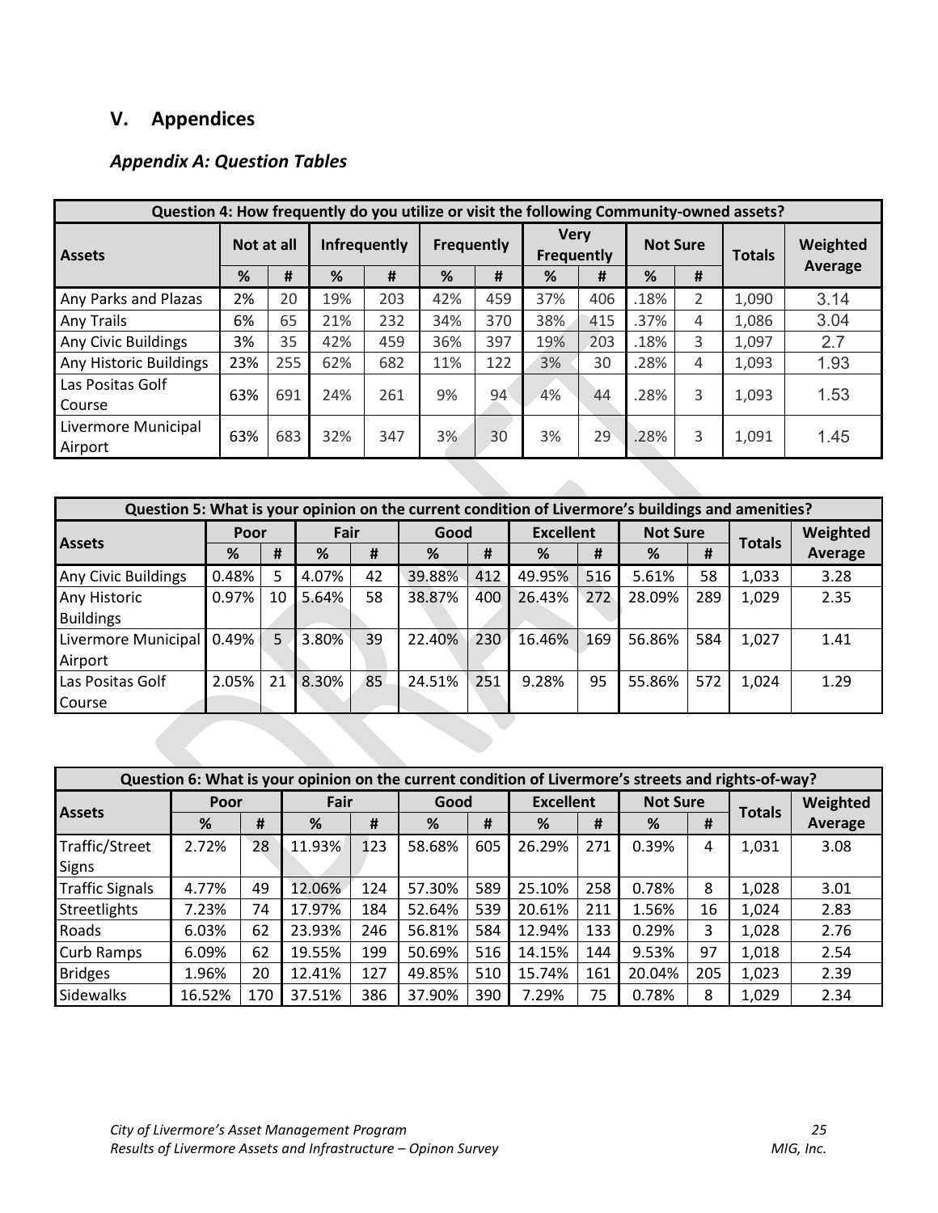## V. Appendices

### *Appendix A: Question Tables*

| Question 4: How frequently do you utilize or visit the following Community-owned assets? | | | | | | | | | | | | |
|---|---|---|---|---|---|---|---|---|---|---|---|---|
| Assets | Not at all | | Infrequently | | Frequently | | Very Frequently | | Not Sure | | Totals | Weighted Average |
| | % | # | % | # | % | # | % | # | % | # | | |
| Any Parks and Plazas | 2% | 20 | 19% | 203 | 42% | 459 | 37% | 406 | .18% | 2 | 1,090 | 3.14 |
| Any Trails | 6% | 65 | 21% | 232 | 34% | 370 | 38% | 415 | .37% | 4 | 1,086 | 3.04 |
| Any Civic Buildings | 3% | 35 | 42% | 459 | 36% | 397 | 19% | 203 | .18% | 3 | 1,097 | 2.7 |
| Any Historic Buildings | 23% | 255 | 62% | 682 | 11% | 122 | 3% | 30 | .28% | 4 | 1,093 | 1.93 |
| Las Positas Golf Course | 63% | 691 | 24% | 261 | 9% | 94 | 4% | 44 | .28% | 3 | 1,093 | 1.53 |
| Livermore Municipal Airport | 63% | 683 | 32% | 347 | 3% | 30 | 3% | 29 | .28% | 3 | 1,091 | 1.45 |

| Question 5: What is your opinion on the current condition of Livermore's buildings and amenities? | | | | | | | | | | | | |
|---|---|---|---|---|---|---|---|---|---|---|---|---|
| Assets | Poor | | Fair | | Good | | Excellent | | Not Sure | | Totals | Weighted Average |
| | % | # | % | # | % | # | % | # | % | # | | |
| Any Civic Buildings | 0.48% | 5 | 4.07% | 42 | 39.88% | 412 | 49.95% | 516 | 5.61% | 58 | 1,033 | 3.28 |
| Any Historic Buildings | 0.97% | 10 | 5.64% | 58 | 38.87% | 400 | 26.43% | 272 | 28.09% | 289 | 1,029 | 2.35 |
| Livermore Municipal Airport | 0.49% | 5 | 3.80% | 39 | 22.40% | 230 | 16.46% | 169 | 56.86% | 584 | 1,027 | 1.41 |
| Las Positas Golf Course | 2.05% | 21 | 8.30% | 85 | 24.51% | 251 | 9.28% | 95 | 55.86% | 572 | 1,024 | 1.29 |

| Question 6: What is your opinion on the current condition of Livermore's streets and rights-of-way? | | | | | | | | | | | | |
|---|---|---|---|---|---|---|---|---|---|---|---|---|
| Assets | Poor | | Fair | | Good | | Excellent | | Not Sure | | Totals | Weighted Average |
| | % | # | % | # | % | # | % | # | % | # | | |
| Traffic/Street Signs | 2.72% | 28 | 11.93% | 123 | 58.68% | 605 | 26.29% | 271 | 0.39% | 4 | 1,031 | 3.08 |
| Traffic Signals | 4.77% | 49 | 12.06% | 124 | 57.30% | 589 | 25.10% | 258 | 0.78% | 8 | 1,028 | 3.01 |
| Streetlights | 7.23% | 74 | 17.97% | 184 | 52.64% | 539 | 20.61% | 211 | 1.56% | 16 | 1,024 | 2.83 |
| Roads | 6.03% | 62 | 23.93% | 246 | 56.81% | 584 | 12.94% | 133 | 0.29% | 3 | 1,028 | 2.76 |
| Curb Ramps | 6.09% | 62 | 19.55% | 199 | 50.69% | 516 | 14.15% | 144 | 9.53% | 97 | 1,018 | 2.54 |
| Bridges | 1.96% | 20 | 12.41% | 127 | 49.85% | 510 | 15.74% | 161 | 20.04% | 205 | 1,023 | 2.39 |
| Sidewalks | 16.52% | 170 | 37.51% | 386 | 37.90% | 390 | 7.29% | 75 | 0.78% | 8 | 1,029 | 2.34 |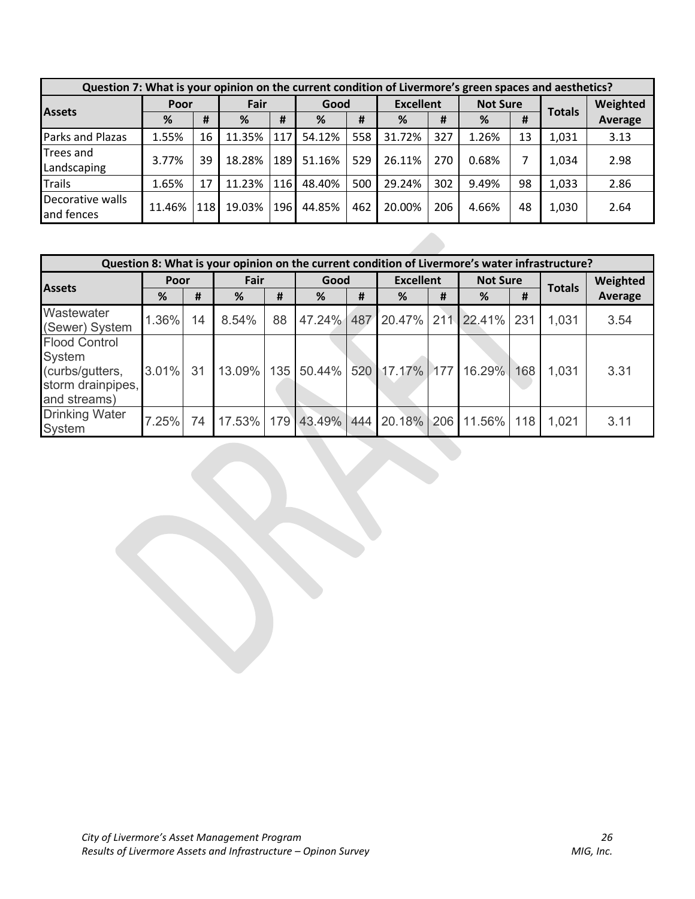| Question 7: What is your opinion on the current condition of Livermore's green spaces and aesthetics? | | | | | | | | | | | |
|---|---|---|---|---|---|---|---|---|---|---|---|
| Assets | Poor | | Fair | | Good | | Excellent | | Not Sure | | Totals | Weighted Average |
| | % | # | % | # | % | # | % | # | % | # | | |
| Parks and Plazas | 1.55% | 16 | 11.35% | 117 | 54.12% | 558 | 31.72% | 327 | 1.26% | 13 | 1,031 | 3.13 |
| Trees and Landscaping | 3.77% | 39 | 18.28% | 189 | 51.16% | 529 | 26.11% | 270 | 0.68% | 7 | 1,034 | 2.98 |
| Trails | 1.65% | 17 | 11.23% | 116 | 48.40% | 500 | 29.24% | 302 | 9.49% | 98 | 1,033 | 2.86 |
| Decorative walls and fences | 11.46% | 118 | 19.03% | 196 | 44.85% | 462 | 20.00% | 206 | 4.66% | 48 | 1,030 | 2.64 |

| Question 8: What is your opinion on the current condition of Livermore's water infrastructure? | | | | | | | | | | | | |
|---|---|---|---|---|---|---|---|---|---|---|---|---|
| Assets | Poor | | Fair | | Good | | Excellent | | Not Sure | | Totals | Weighted Average |
| | % | # | % | # | % | # | % | # | % | # | | |
| Wastewater (Sewer) System | 1.36% | 14 | 8.54% | 88 | 47.24% | 487 | 20.47% | 211 | 22.41% | 231 | 1,031 | 3.54 |
| Flood Control System (curbs/gutters, storm drainpipes, and streams) | 3.01% | 31 | 13.09% | 135 | 50.44% | 520 | 17.17% | 177 | 16.29% | 168 | 1,031 | 3.31 |
| Drinking Water System | 7.25% | 74 | 17.53% | 179 | 43.49% | 444 | 20.18% | 206 | 11.56% | 118 | 1,021 | 3.11 |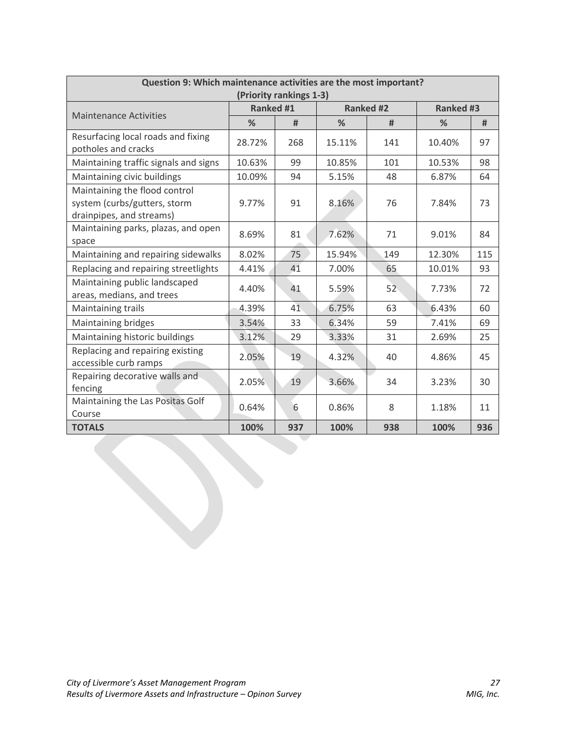| Question 9: Which maintenance activities are the most important? (Priority rankings 1-3) | | | | | | |
|---|---|---|---|---|---|---|
| Maintenance Activities | Ranked #1 | | Ranked #2 | | Ranked #3 | |
| | % | # | % | # | % | # |
| Resurfacing local roads and fixing potholes and cracks | 28.72% | 268 | 15.11% | 141 | 10.40% | 97 |
| Maintaining traffic signals and signs | 10.63% | 99 | 10.85% | 101 | 10.53% | 98 |
| Maintaining civic buildings | 10.09% | 94 | 5.15% | 48 | 6.87% | 64 |
| Maintaining the flood control system (curbs/gutters, storm drainpipes, and streams) | 9.77% | 91 | 8.16% | 76 | 7.84% | 73 |
| Maintaining parks, plazas, and open space | 8.69% | 81 | 7.62% | 71 | 9.01% | 84 |
| Maintaining and repairing sidewalks | 8.02% | 75 | 15.94% | 149 | 12.30% | 115 |
| Replacing and repairing streetlights | 4.41% | 41 | 7.00% | 65 | 10.01% | 93 |
| Maintaining public landscaped areas, medians, and trees | 4.40% | 41 | 5.59% | 52 | 7.73% | 72 |
| Maintaining trails | 4.39% | 41 | 6.75% | 63 | 6.43% | 60 |
| Maintaining bridges | 3.54% | 33 | 6.34% | 59 | 7.41% | 69 |
| Maintaining historic buildings | 3.12% | 29 | 3.33% | 31 | 2.69% | 25 |
| Replacing and repairing existing accessible curb ramps | 2.05% | 19 | 4.32% | 40 | 4.86% | 45 |
| Repairing decorative walls and fencing | 2.05% | 19 | 3.66% | 34 | 3.23% | 30 |
| Maintaining the Las Positas Golf Course | 0.64% | 6 | 0.86% | 8 | 1.18% | 11 |
| **TOTALS** | **100%** | **937** | **100%** | **938** | **100%** | **936** |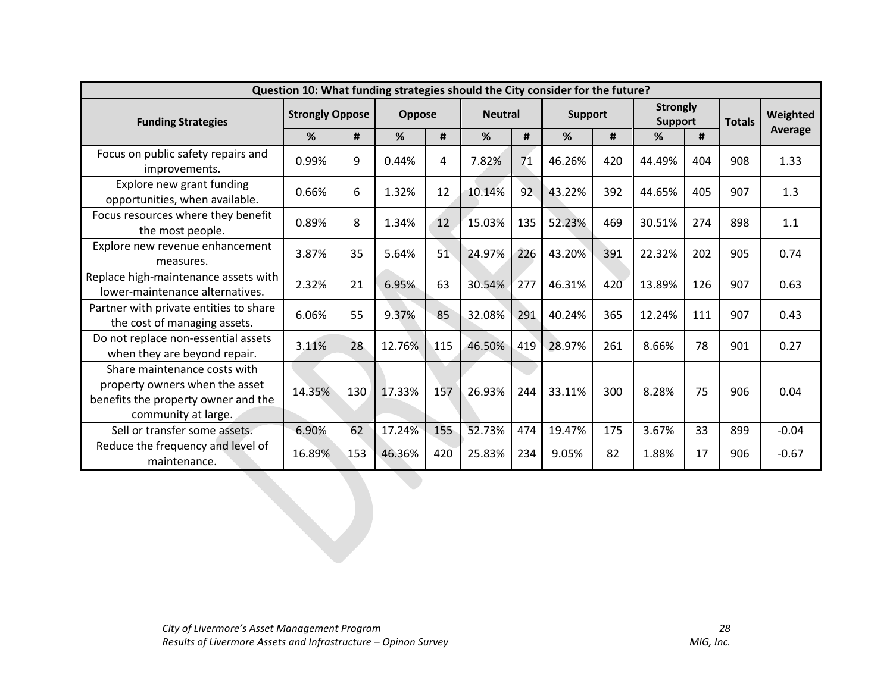| Question 10: What funding strategies should the City consider for the future? | | | | | | | | | | | | |
|---|---|---|---|---|---|---|---|---|---|---|---|---|
| Funding Strategies | Strongly Oppose | | Oppose | | Neutral | | Support | | Strongly Support | | Totals | Weighted Average |
| | % | # | % | # | % | # | % | # | % | # | | |
| Focus on public safety repairs and improvements. | 0.99% | 9 | 0.44% | 4 | 7.82% | 71 | 46.26% | 420 | 44.49% | 404 | 908 | 1.33 |
| Explore new grant funding opportunities, when available. | 0.66% | 6 | 1.32% | 12 | 10.14% | 92 | 43.22% | 392 | 44.65% | 405 | 907 | 1.3 |
| Focus resources where they benefit the most people. | 0.89% | 8 | 1.34% | 12 | 15.03% | 135 | 52.23% | 469 | 30.51% | 274 | 898 | 1.1 |
| Explore new revenue enhancement measures. | 3.87% | 35 | 5.64% | 51 | 24.97% | 226 | 43.20% | 391 | 22.32% | 202 | 905 | 0.74 |
| Replace high-maintenance assets with lower-maintenance alternatives. | 2.32% | 21 | 6.95% | 63 | 30.54% | 277 | 46.31% | 420 | 13.89% | 126 | 907 | 0.63 |
| Partner with private entities to share the cost of managing assets. | 6.06% | 55 | 9.37% | 85 | 32.08% | 291 | 40.24% | 365 | 12.24% | 111 | 907 | 0.43 |
| Do not replace non-essential assets when they are beyond repair. | 3.11% | 28 | 12.76% | 115 | 46.50% | 419 | 28.97% | 261 | 8.66% | 78 | 901 | 0.27 |
| Share maintenance costs with property owners when the asset benefits the property owner and the community at large. | 14.35% | 130 | 17.33% | 157 | 26.93% | 244 | 33.11% | 300 | 8.28% | 75 | 906 | 0.04 |
| Sell or transfer some assets. | 6.90% | 62 | 17.24% | 155 | 52.73% | 474 | 19.47% | 175 | 3.67% | 33 | 899 | -0.04 |
| Reduce the frequency and level of maintenance. | 16.89% | 153 | 46.36% | 420 | 25.83% | 234 | 9.05% | 82 | 1.88% | 17 | 906 | -0.67 |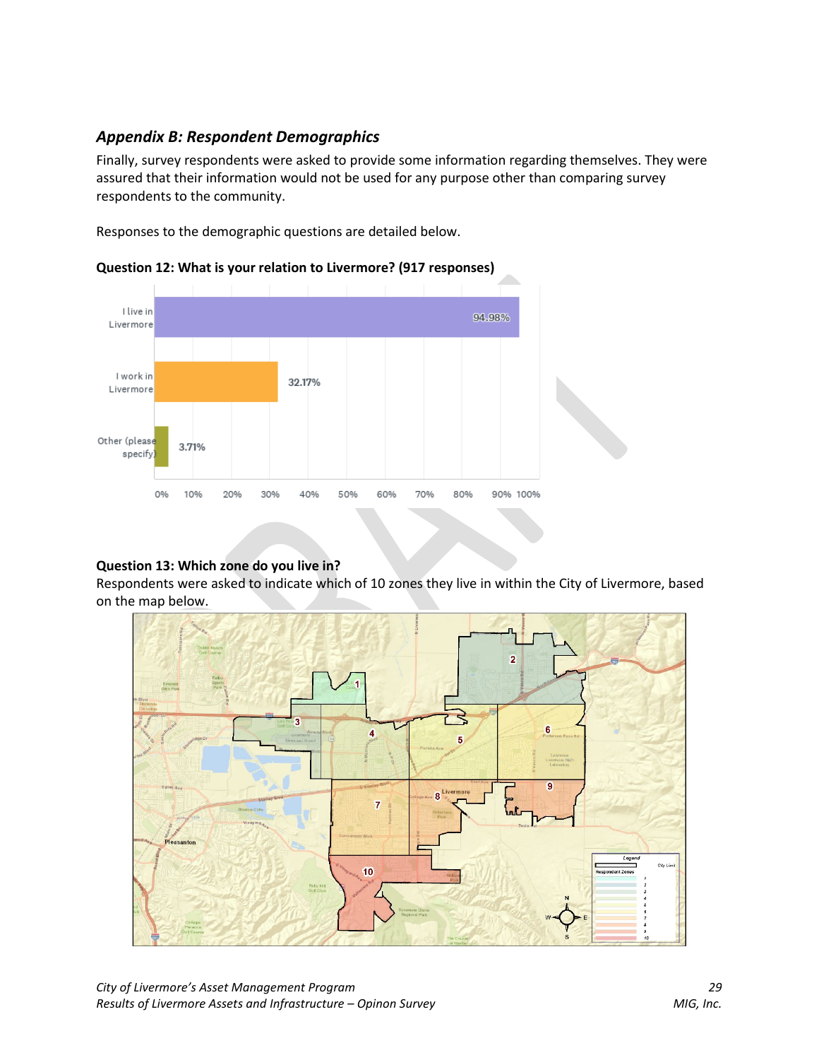## *Appendix B: Respondent Demographics*

Finally, survey respondents were asked to provide some information regarding themselves. They were assured that their information would not be used for any purpose other than comparing survey respondents to the community.

Responses to the demographic questions are detailed below.

**Question 12: What is your relation to Livermore? (917 responses)**

| Answer | Percentage |
| --- | --- |
| I live in Livermore | 94.98% |
| I work in Livermore | 32.17% |
| Other (please specify) | 3.71% |

**Question 13: Which zone do you live in?**

Respondents were asked to indicate which of 10 zones they live in within the City of Livermore, based on the map below.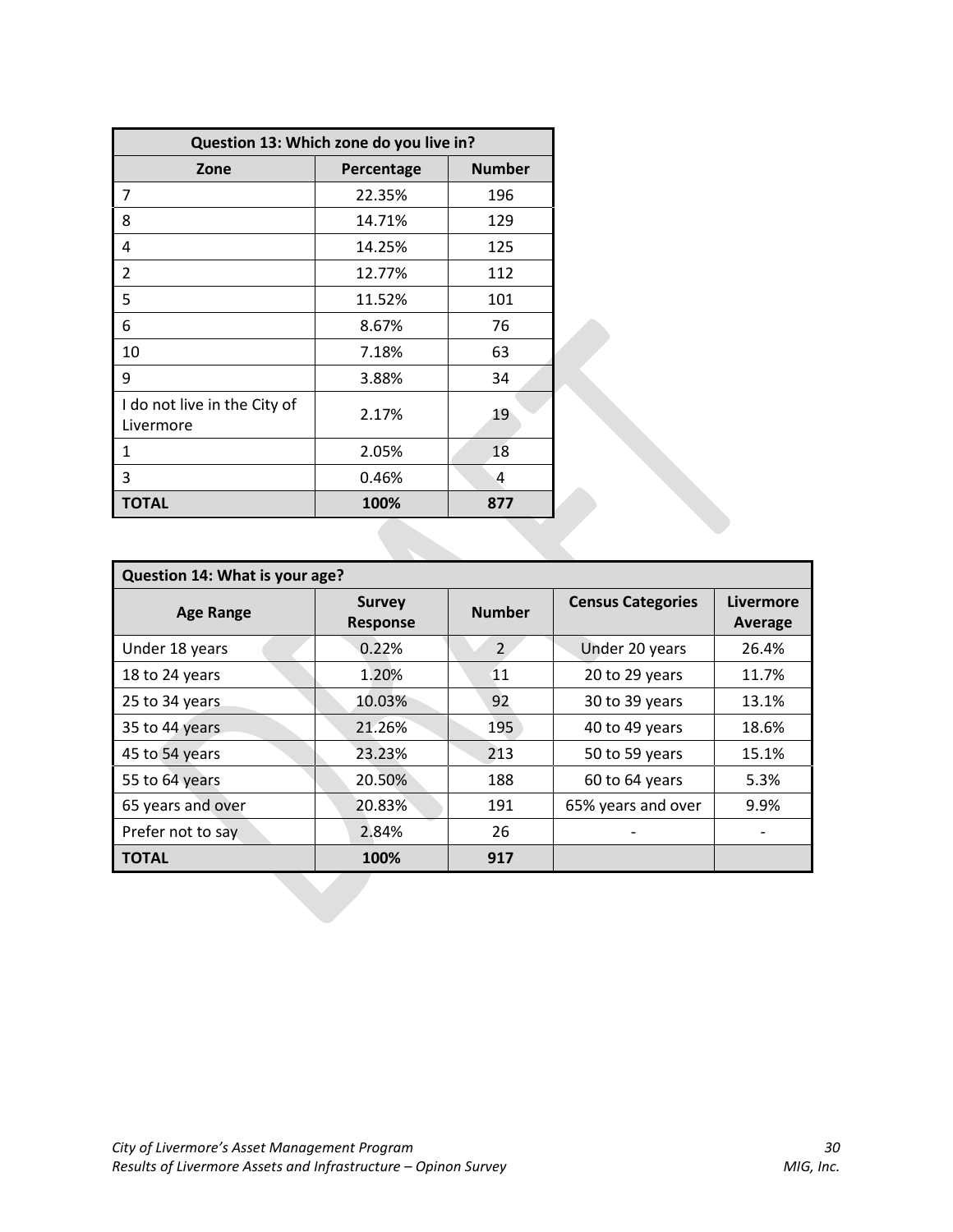| Question 13: Which zone do you live in? | | |
|---|---|---|
| **Zone** | **Percentage** | **Number** |
| 7 | 22.35% | 196 |
| 8 | 14.71% | 129 |
| 4 | 14.25% | 125 |
| 2 | 12.77% | 112 |
| 5 | 11.52% | 101 |
| 6 | 8.67% | 76 |
| 10 | 7.18% | 63 |
| 9 | 3.88% | 34 |
| I do not live in the City of Livermore | 2.17% | 19 |
| 1 | 2.05% | 18 |
| 3 | 0.46% | 4 |
| **TOTAL** | **100%** | **877** |

| Question 14: What is your age? | | | | |
|---|---|---|---|---|
| **Age Range** | **Survey Response** | **Number** | **Census Categories** | **Livermore Average** |
| Under 18 years | 0.22% | 2 | Under 20 years | 26.4% |
| 18 to 24 years | 1.20% | 11 | 20 to 29 years | 11.7% |
| 25 to 34 years | 10.03% | 92 | 30 to 39 years | 13.1% |
| 35 to 44 years | 21.26% | 195 | 40 to 49 years | 18.6% |
| 45 to 54 years | 23.23% | 213 | 50 to 59 years | 15.1% |
| 55 to 64 years | 20.50% | 188 | 60 to 64 years | 5.3% |
| 65 years and over | 20.83% | 191 | 65% years and over | 9.9% |
| Prefer not to say | 2.84% | 26 | - | - |
| **TOTAL** | **100%** | **917** | | |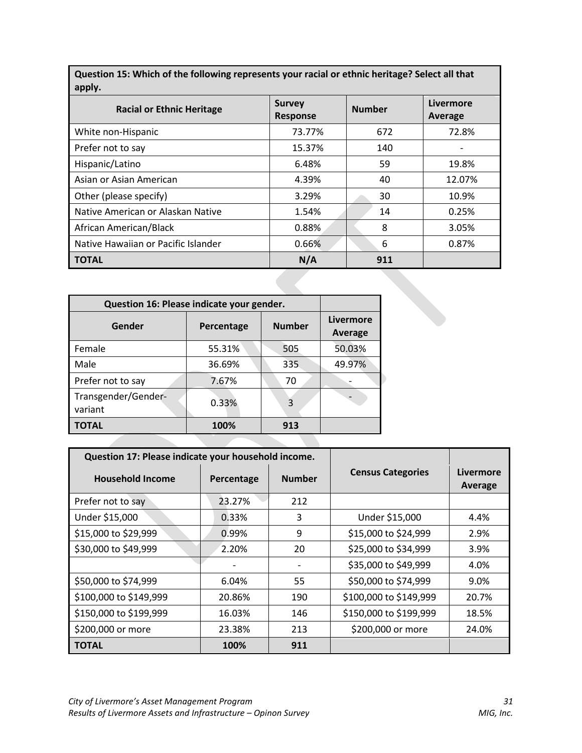| Question 15: Which of the following represents your racial or ethnic heritage? Select all that apply. | | | |
|---|---|---|---|
| **Racial or Ethnic Heritage** | **Survey Response** | **Number** | **Livermore Average** |
| White non-Hispanic | 73.77% | 672 | 72.8% |
| Prefer not to say | 15.37% | 140 | - |
| Hispanic/Latino | 6.48% | 59 | 19.8% |
| Asian or Asian American | 4.39% | 40 | 12.07% |
| Other (please specify) | 3.29% | 30 | 10.9% |
| Native American or Alaskan Native | 1.54% | 14 | 0.25% |
| African American/Black | 0.88% | 8 | 3.05% |
| Native Hawaiian or Pacific Islander | 0.66% | 6 | 0.87% |
| **TOTAL** | **N/A** | **911** | |

| Question 16: Please indicate your gender. | | | |
|---|---|---|---|
| **Gender** | **Percentage** | **Number** | **Livermore Average** |
| Female | 55.31% | 505 | 50.03% |
| Male | 36.69% | 335 | 49.97% |
| Prefer not to say | 7.67% | 70 | - |
| Transgender/Gender-variant | 0.33% | 3 | - |
| **TOTAL** | **100%** | **913** | |

| Question 17: Please indicate your household income. | | | | |
|---|---|---|---|---|
| **Household Income** | **Percentage** | **Number** | **Census Categories** | **Livermore Average** |
| Prefer not to say | 23.27% | 212 | | |
| Under $15,000 | 0.33% | 3 | Under $15,000 | 4.4% |
| $15,000 to $29,999 | 0.99% | 9 | $15,000 to $24,999 | 2.9% |
| $30,000 to $49,999 | 2.20% | 20 | $25,000 to $34,999 | 3.9% |
| | - | - | $35,000 to $49,999 | 4.0% |
| $50,000 to $74,999 | 6.04% | 55 | $50,000 to $74,999 | 9.0% |
| $100,000 to $149,999 | 20.86% | 190 | $100,000 to $149,999 | 20.7% |
| $150,000 to $199,999 | 16.03% | 146 | $150,000 to $199,999 | 18.5% |
| $200,000 or more | 23.38% | 213 | $200,000 or more | 24.0% |
| **TOTAL** | **100%** | **911** | | |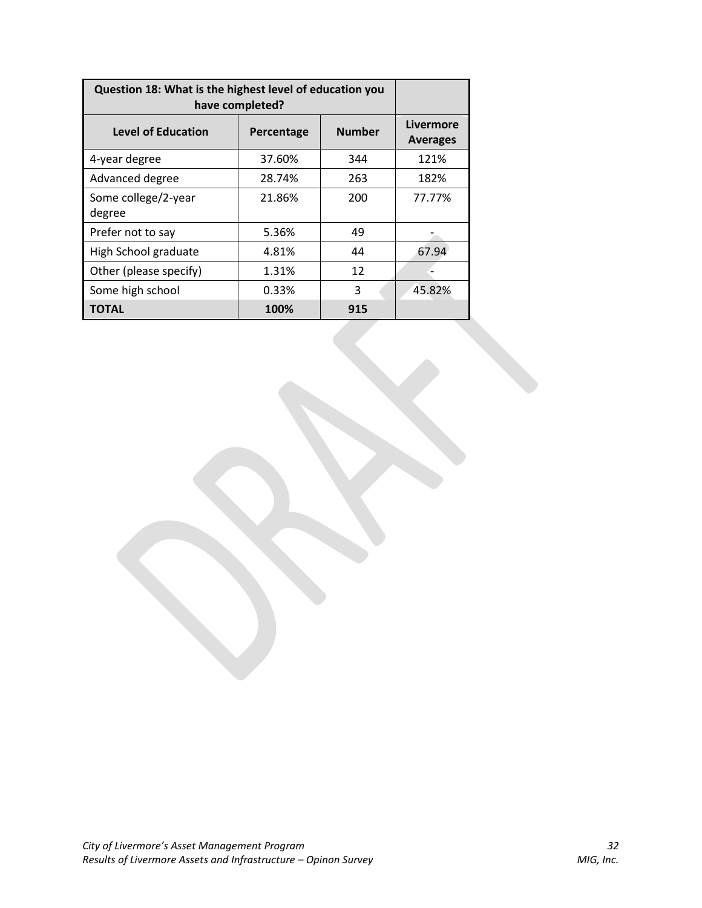| Question 18: What is the highest level of education you have completed? | | | |
| --- | --- | --- | --- |
| **Level of Education** | **Percentage** | **Number** | **Livermore Averages** |
| 4-year degree | 37.60% | 344 | 121% |
| Advanced degree | 28.74% | 263 | 182% |
| Some college/2-year degree | 21.86% | 200 | 77.77% |
| Prefer not to say | 5.36% | 49 | - |
| High School graduate | 4.81% | 44 | 67.94 |
| Other (please specify) | 1.31% | 12 | - |
| Some high school | 0.33% | 3 | 45.82% |
| **TOTAL** | **100%** | **915** | |

DRAFT